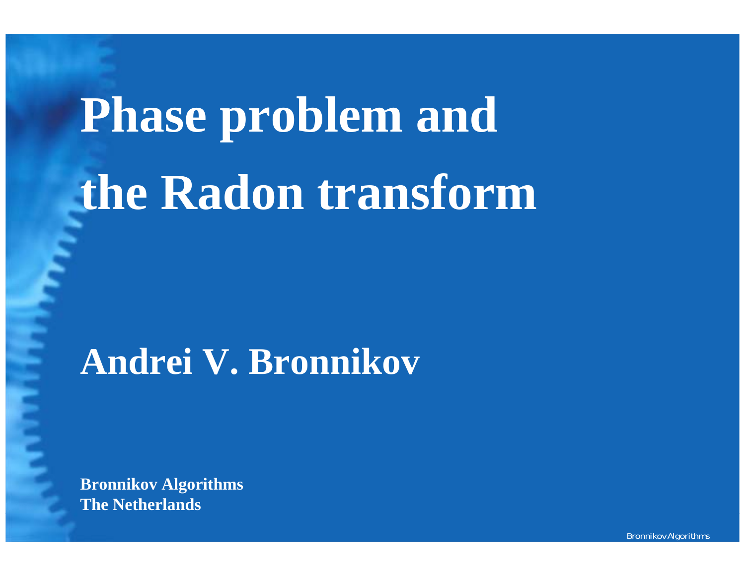# Phase problem and the Radon transform

## Andrei V. Bronnikov

**Bronnikov Algorithms**
**The Netherlands**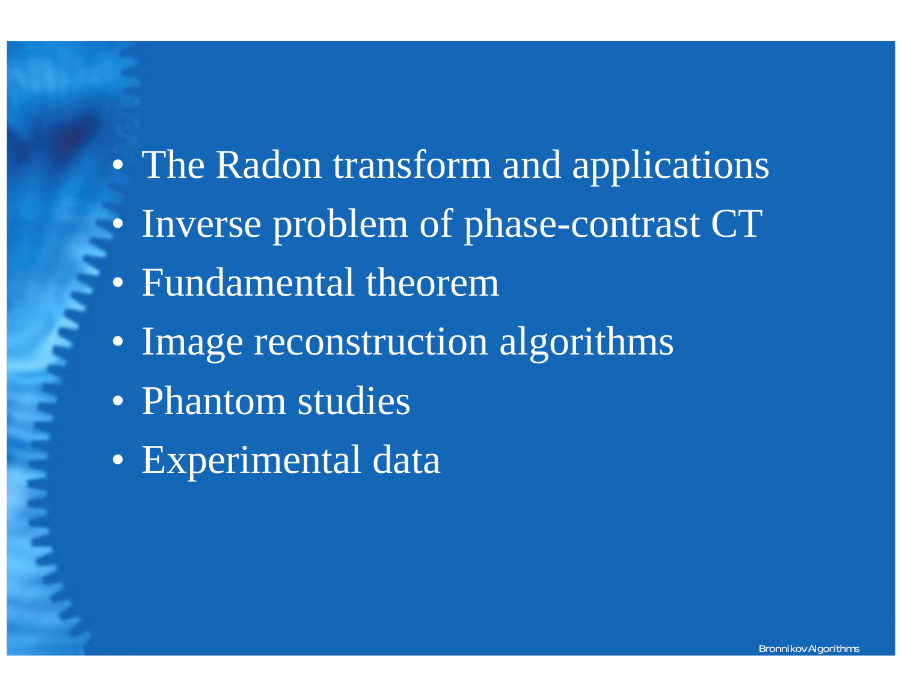- The Radon transform and applications
- Inverse problem of phase-contrast CT
- Fundamental theorem
- Image reconstruction algorithms
- Phantom studies
- Experimental data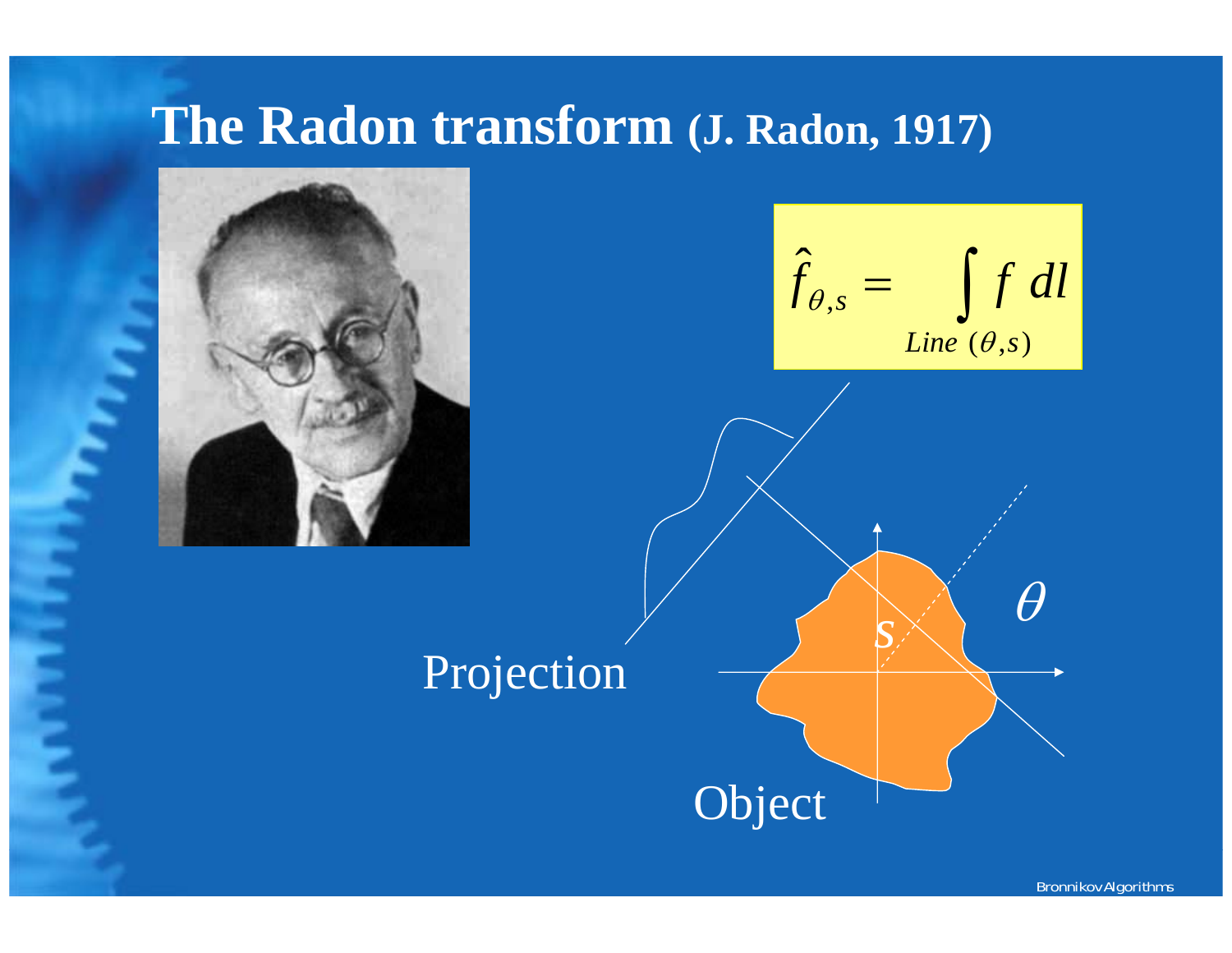# The Radon transform (J. Radon, 1917)

$$\hat{f}_{\theta,s} = \int_{Line\ (\theta,s)} f\ dl$$

Projection

Object

$s$

$\theta$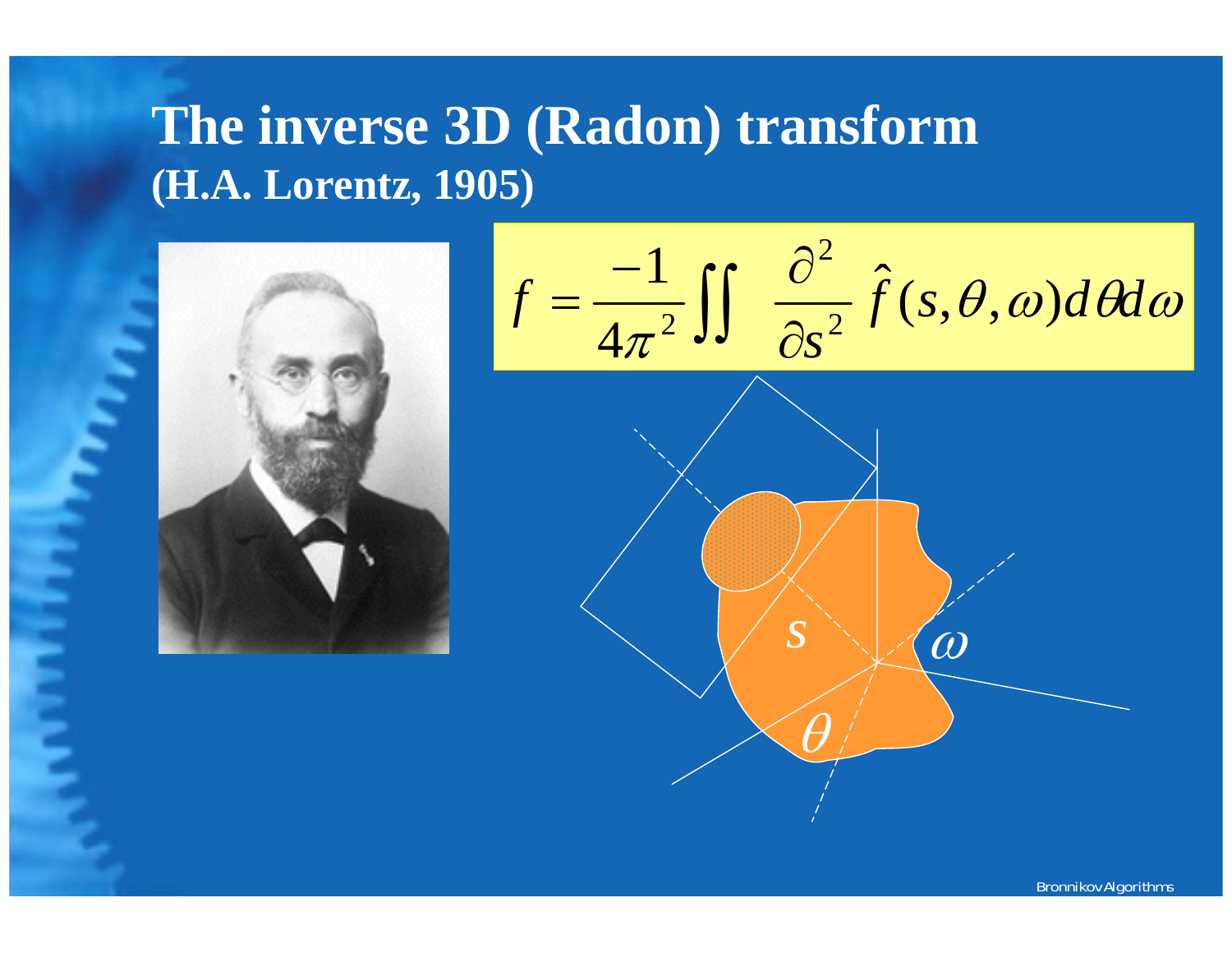# The inverse 3D (Radon) transform

## (H.A. Lorentz, 1905)

$$f = \frac{-1}{4\pi^2} \iint \frac{\partial^2}{\partial s^2} \hat{f}(s,\theta,\omega) d\theta d\omega$$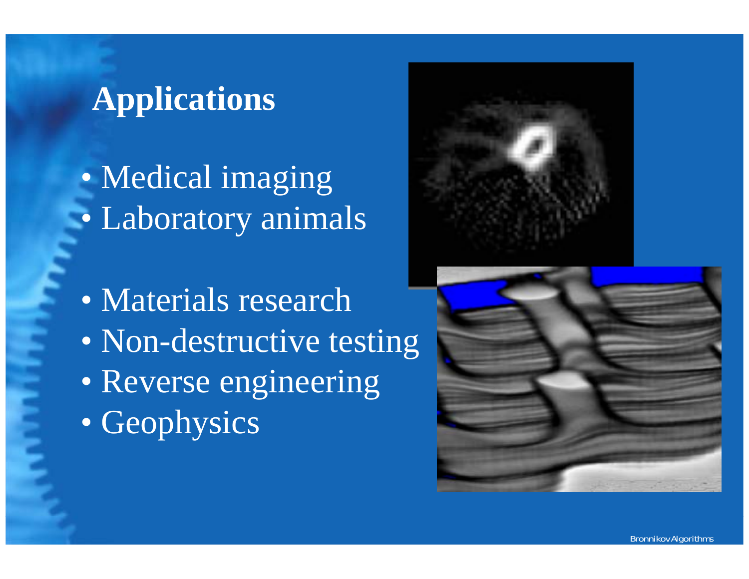# Applications

- Medical imaging
- Laboratory animals

- Materials research
- Non-destructive testing
- Reverse engineering
- Geophysics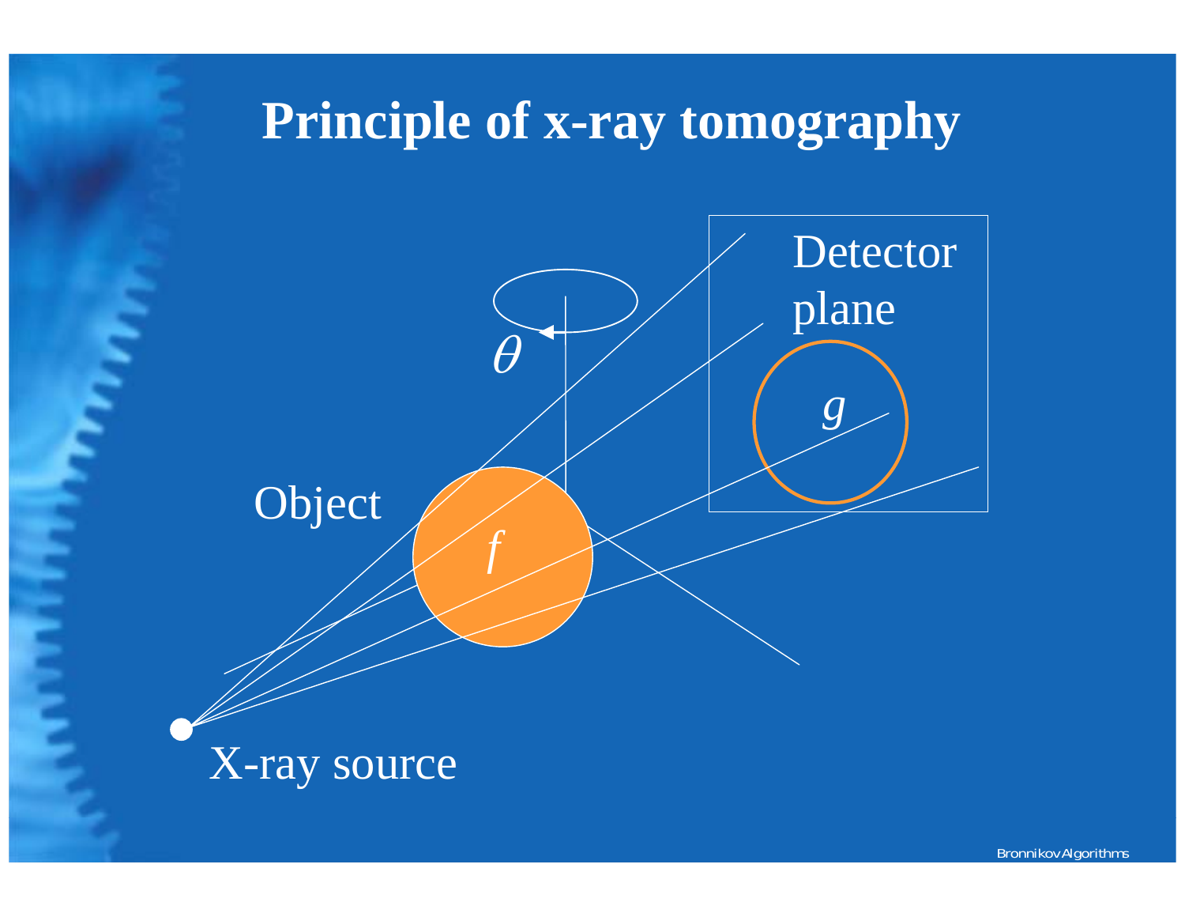# Principle of x-ray tomography

Detector plane

$\theta$

$g$

Object

$f$

X-ray source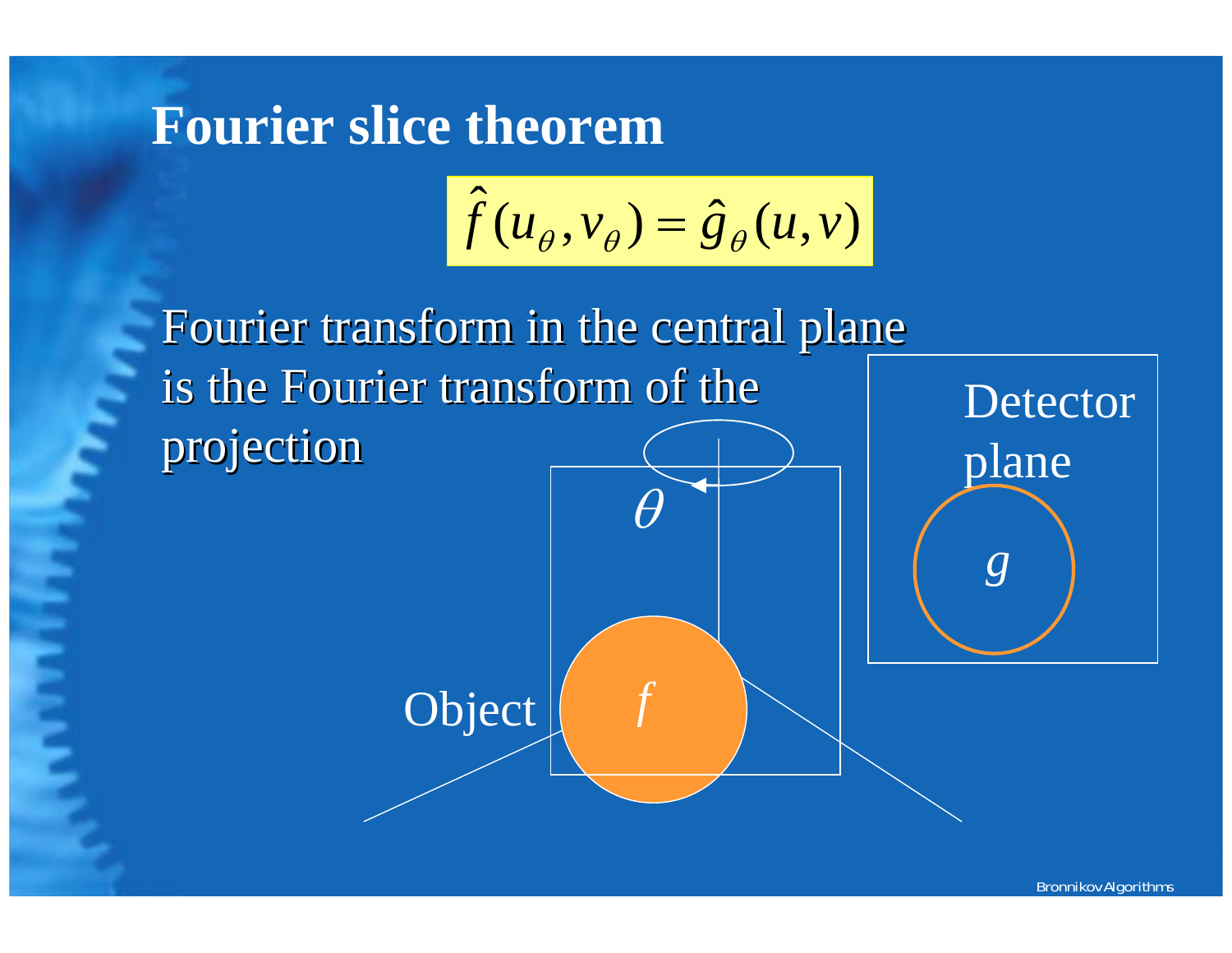# Fourier slice theorem

$$\hat{f}(u_\theta, v_\theta) = \hat{g}_\theta(u, v)$$

Fourier transform in the central plane is the Fourier transform of the projection

$\theta$

Object

$f$

Detector plane

$g$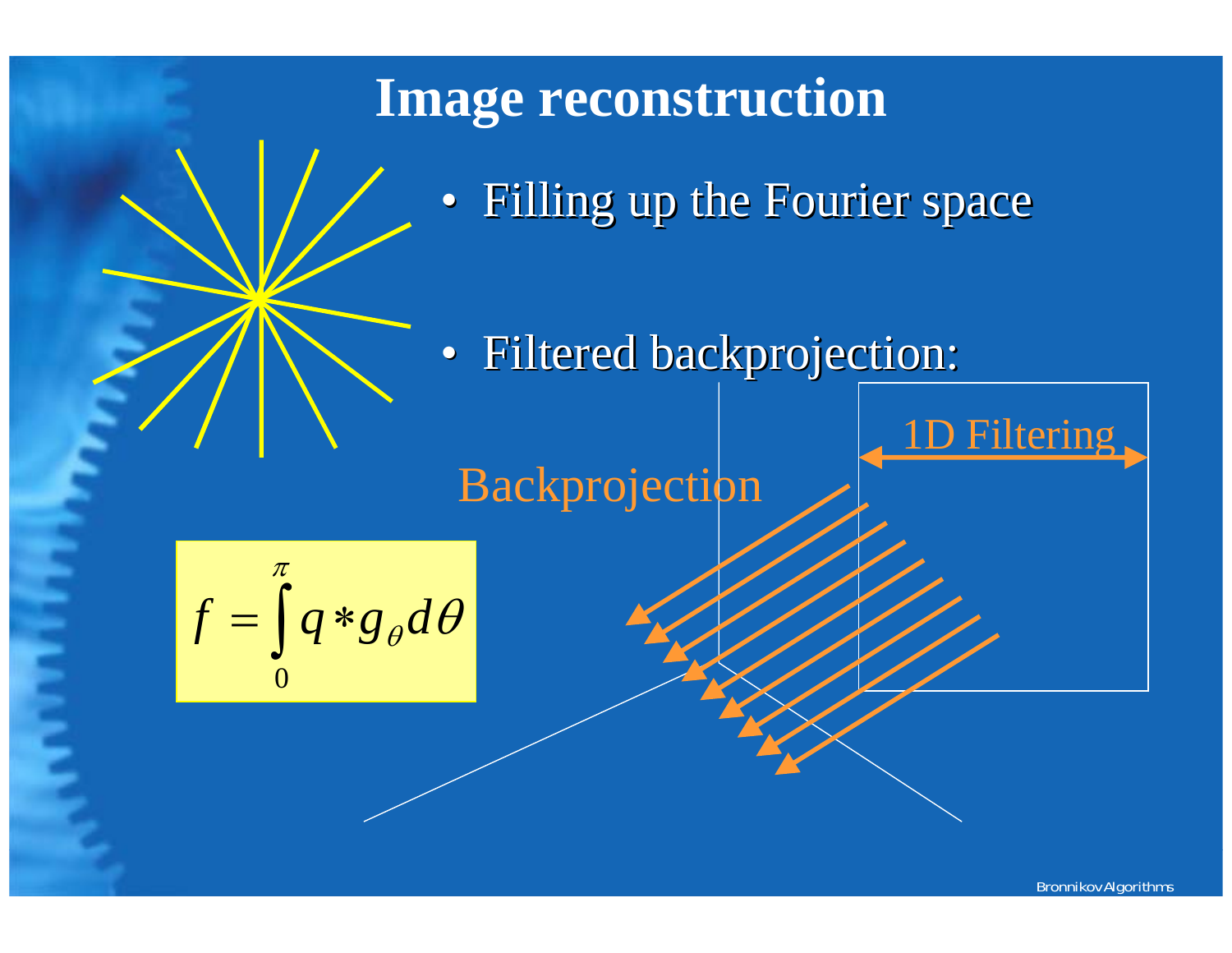# Image reconstruction

- Filling up the Fourier space
- Filtered backprojection:

1D Filtering

Backprojection

$$f = \int_0^{\pi} q * g_{\theta} \, d\theta$$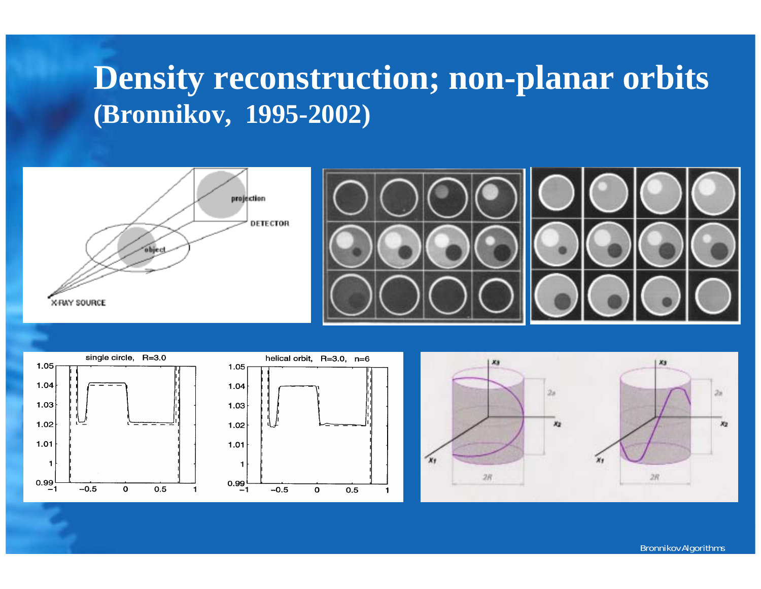# Density reconstruction; non-planar orbits
## (Bronnikov, 1995-2002)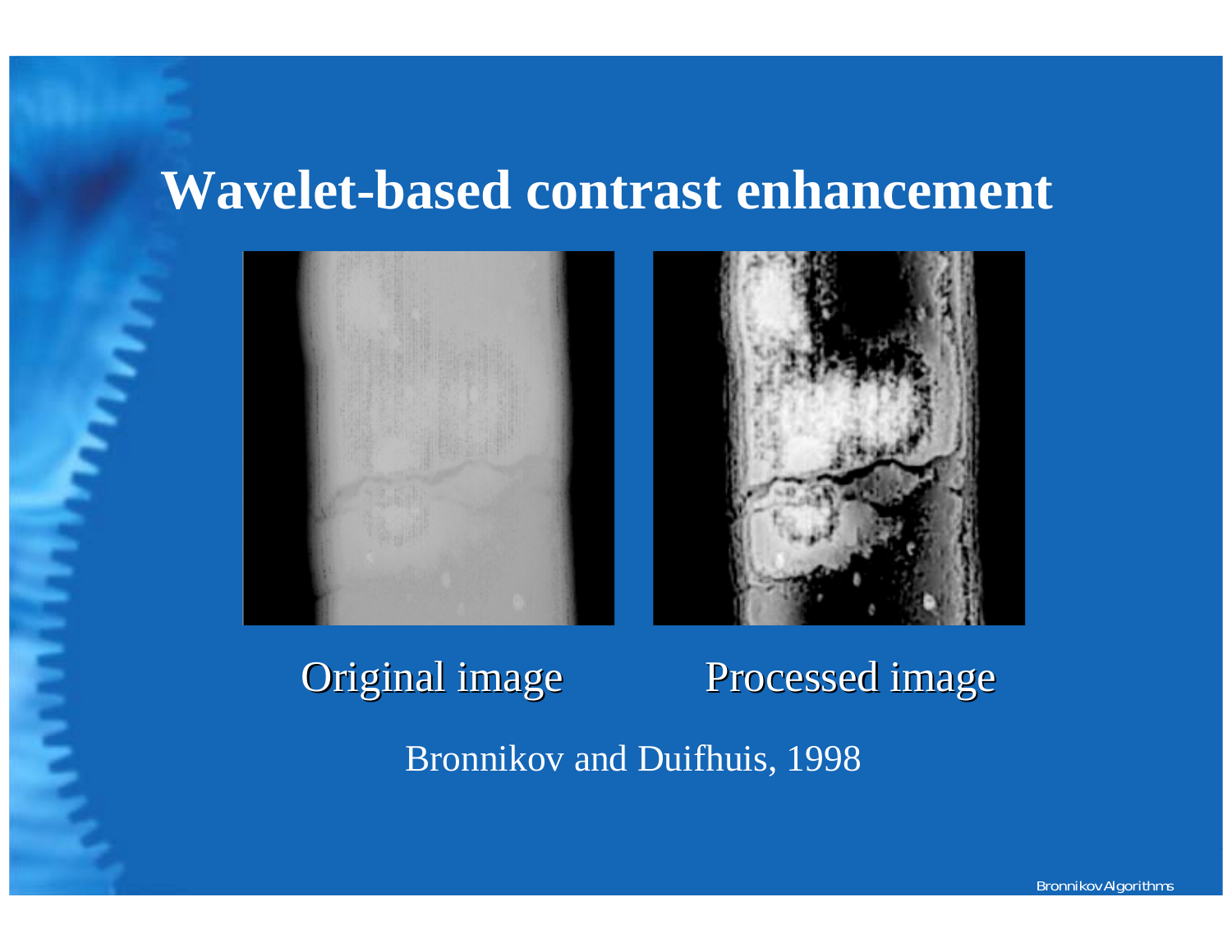# Wavelet-based contrast enhancement

Original image

Processed image

Bronnikov and Duifhuis, 1998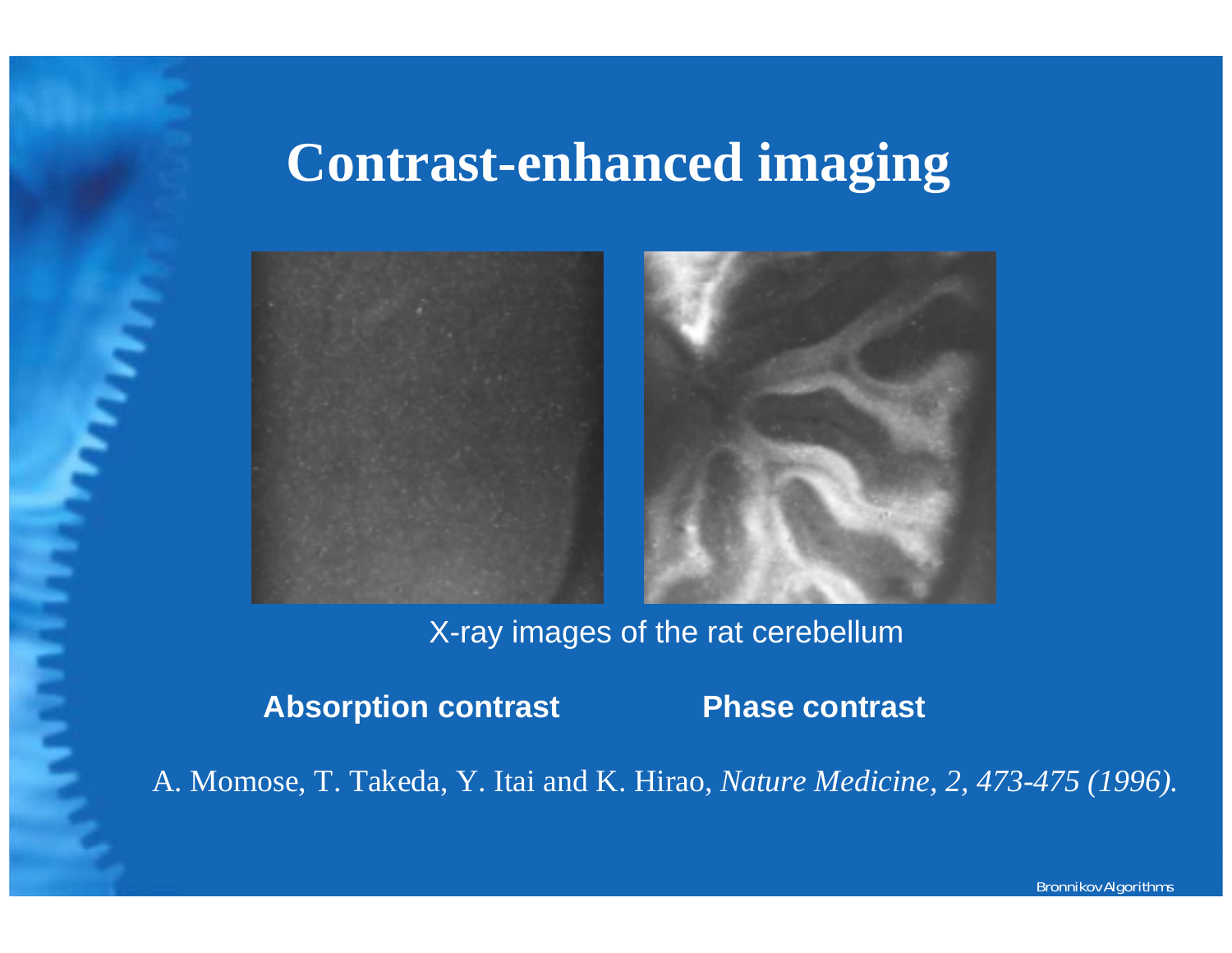# Contrast-enhanced imaging

X-ray images of the rat cerebellum

**Absorption contrast** **Phase contrast**

A. Momose, T. Takeda, Y. Itai and K. Hirao, *Nature Medicine, 2, 473-475 (1996).*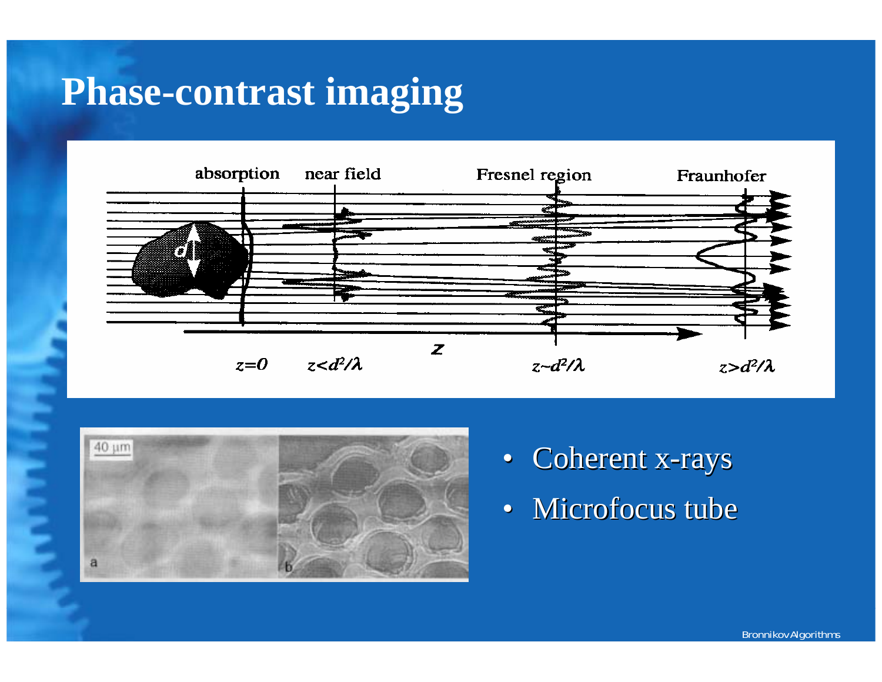# Phase-contrast imaging

absorption near field Fresnel region Fraunhofer

$z=0$ $z<d^2/\lambda$ $z$ $z \sim d^2/\lambda$ $z>d^2/\lambda$

- Coherent x-rays
- Microfocus tube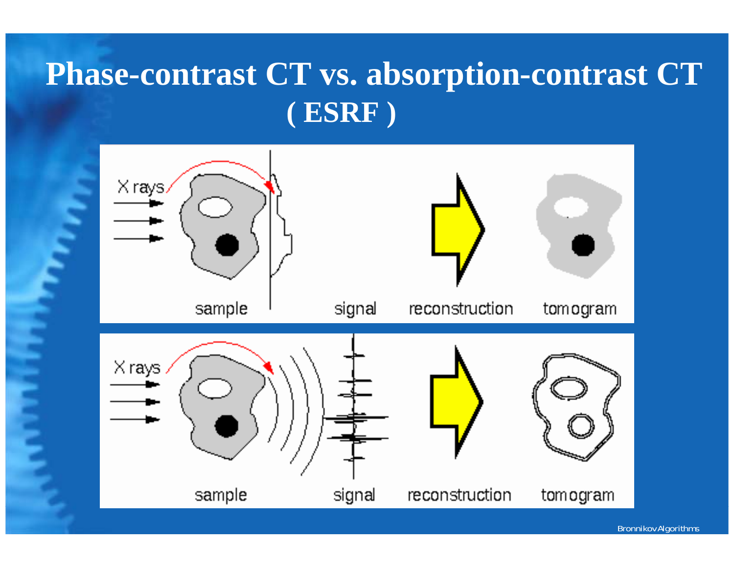# Phase-contrast CT vs. absorption-contrast CT ( ESRF )

X rays

sample

signal

reconstruction

tomogram

X rays

sample

signal

reconstruction

tomogram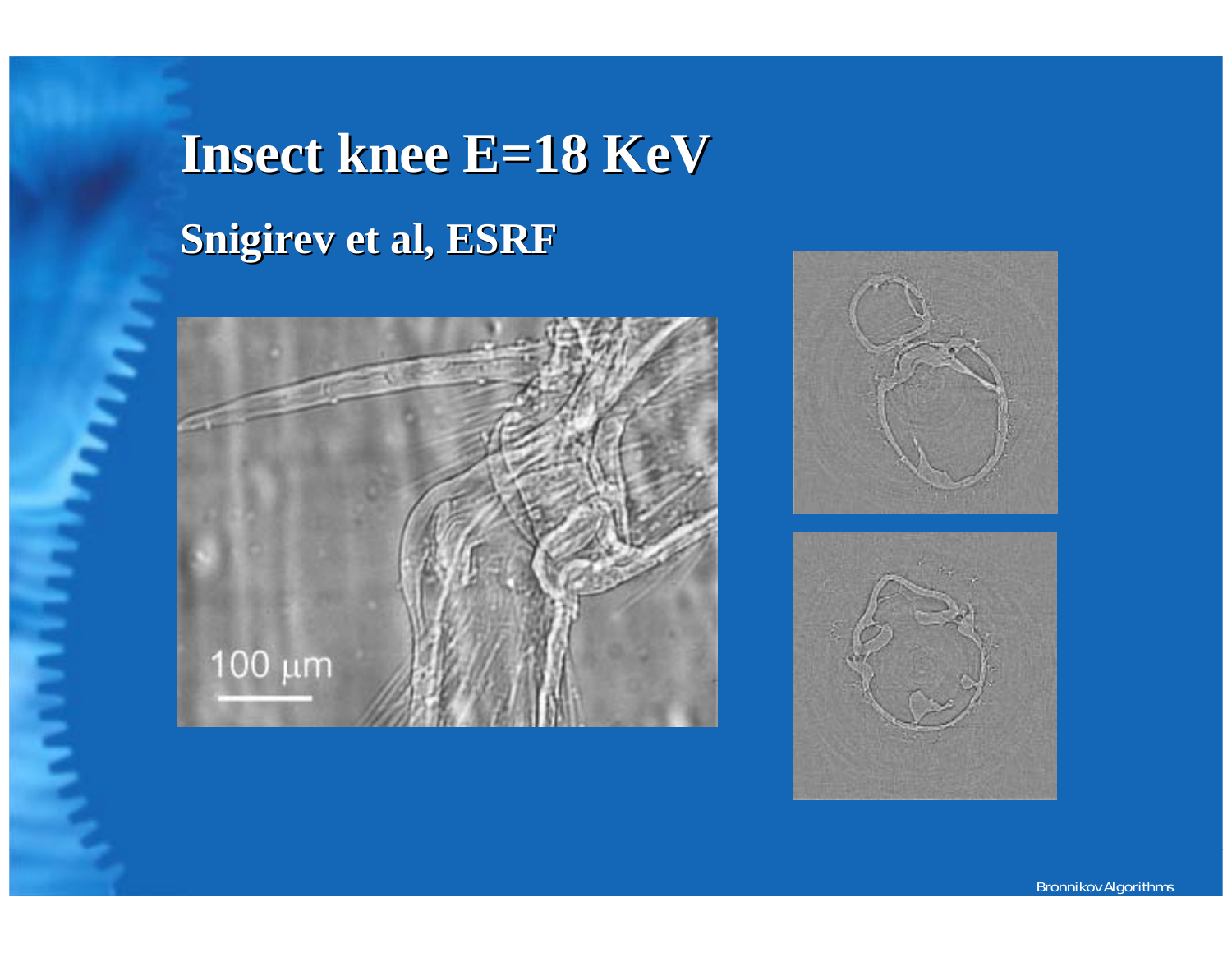# Insect knee E=18 KeV

## Snigirev et al, ESRF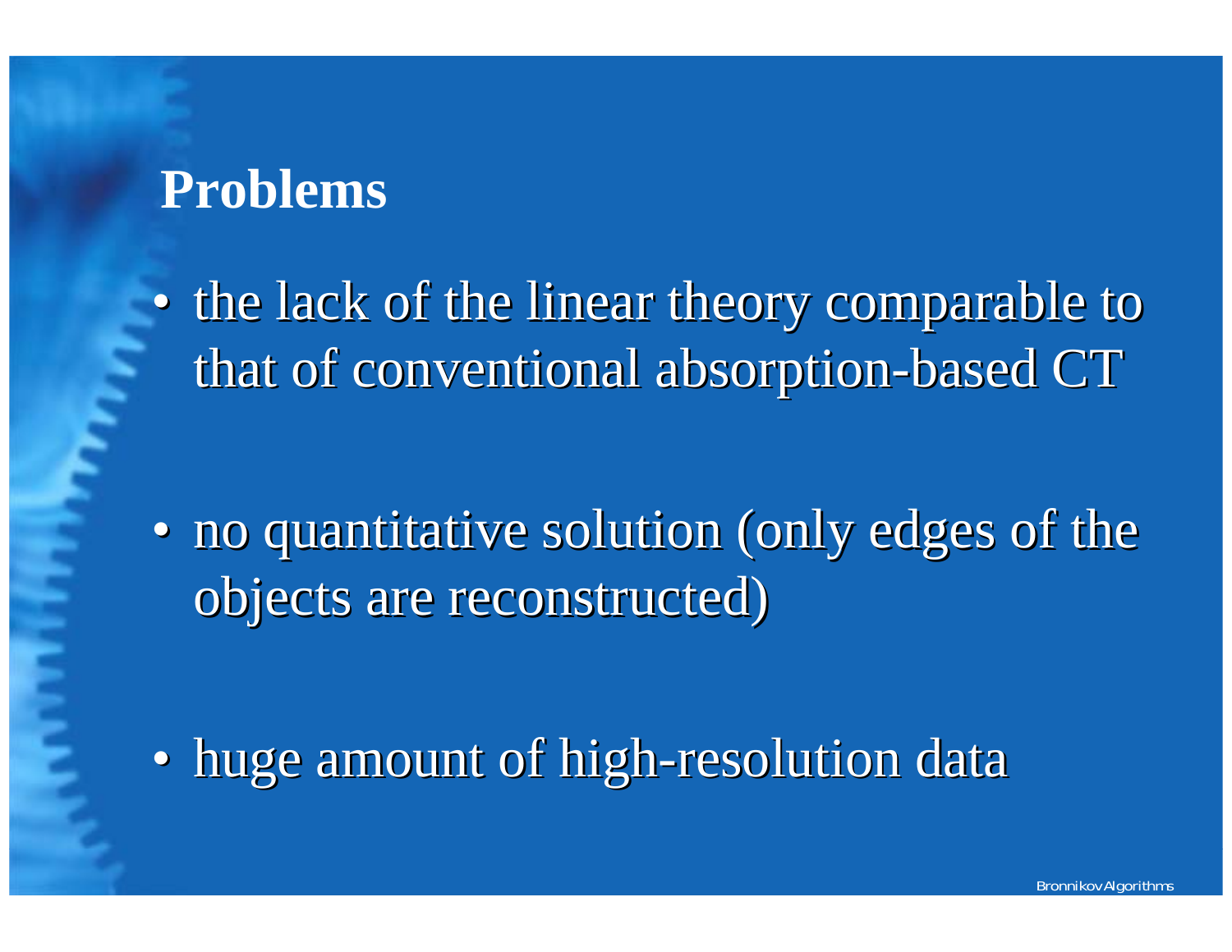# Problems

- the lack of the linear theory comparable to that of conventional absorption-based CT
- no quantitative solution (only edges of the objects are reconstructed)
- huge amount of high-resolution data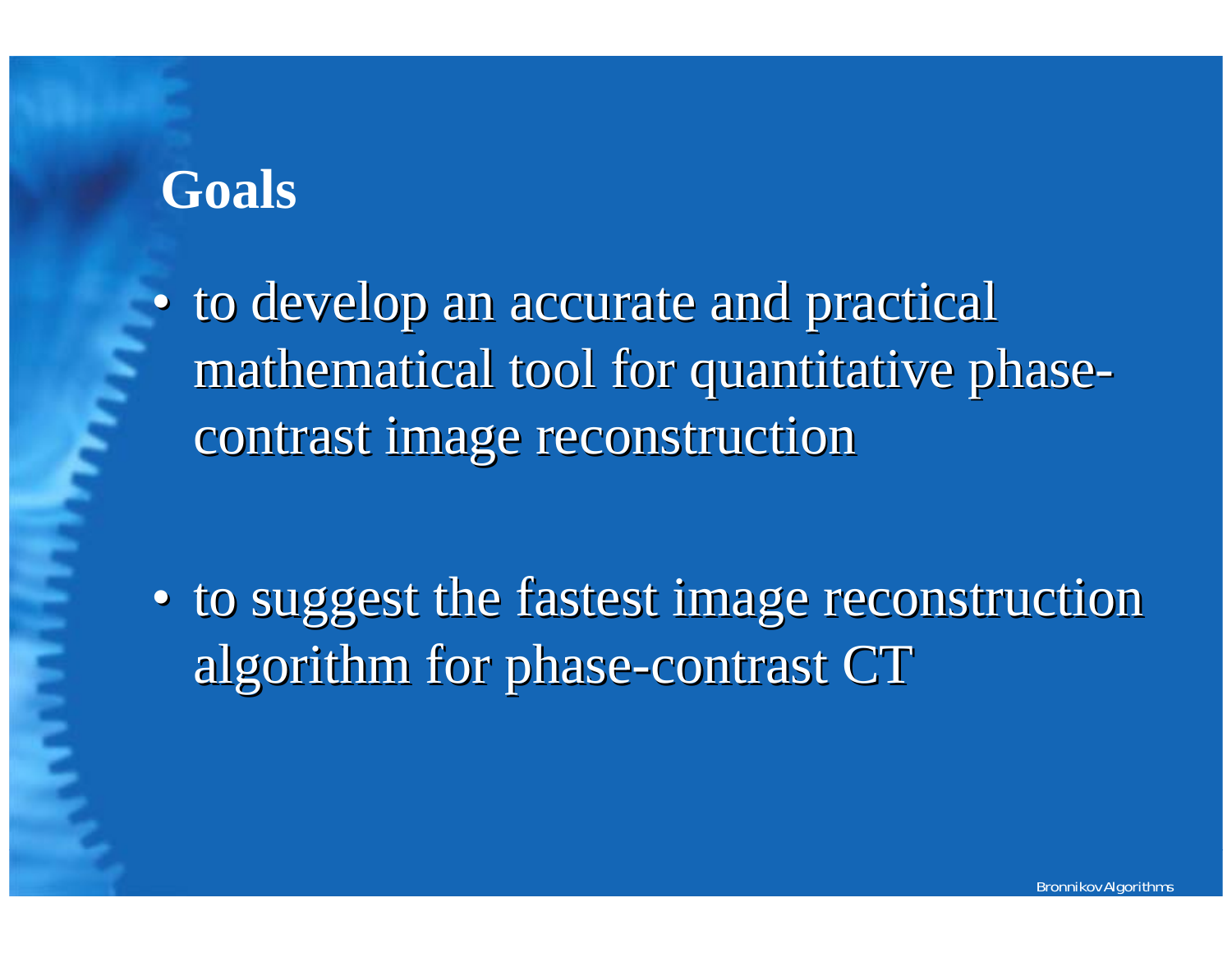## Goals

- to develop an accurate and practical mathematical tool for quantitative phase-contrast image reconstruction

- to suggest the fastest image reconstruction algorithm for phase-contrast CT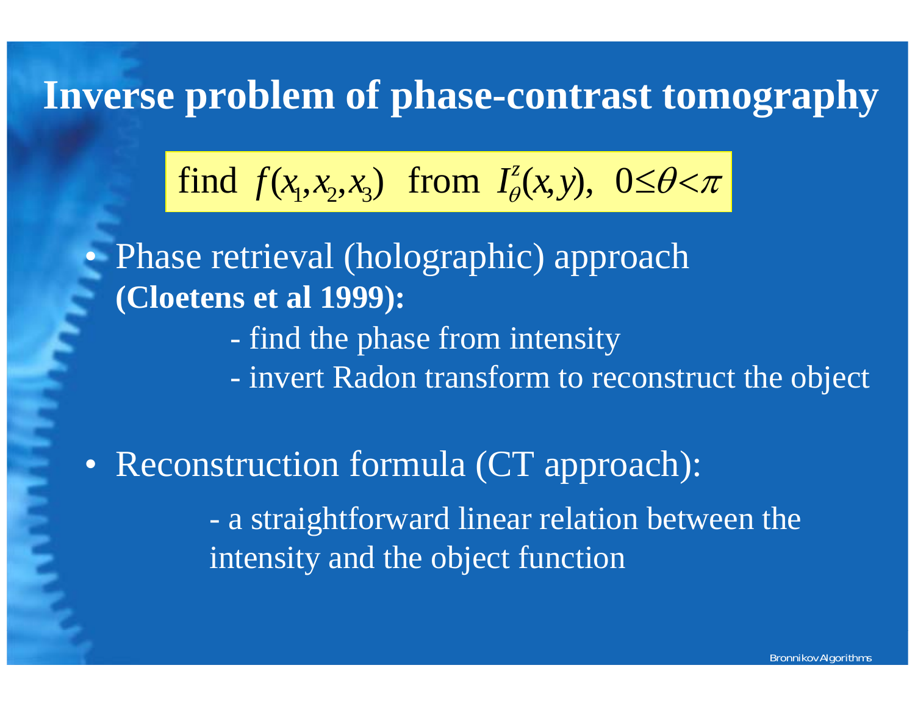# Inverse problem of phase-contrast tomography

$$\text{find } f(x_1, x_2, x_3) \text{ from } I_\theta^z(x, y), \; 0 \leq \theta < \pi$$

- Phase retrieval (holographic) approach **(Cloetens et al 1999):**
  - find the phase from intensity
  - invert Radon transform to reconstruct the object

- Reconstruction formula (CT approach):
  - a straightforward linear relation between the intensity and the object function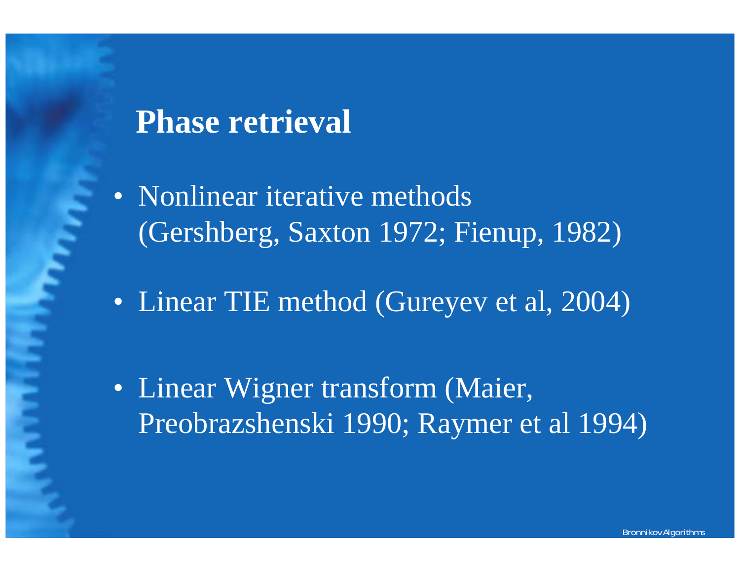# Phase retrieval

- Nonlinear iterative methods (Gershberg, Saxton 1972; Fienup, 1982)
- Linear TIE method (Gureyev et al, 2004)
- Linear Wigner transform (Maier, Preobrazshenski 1990; Raymer et al 1994)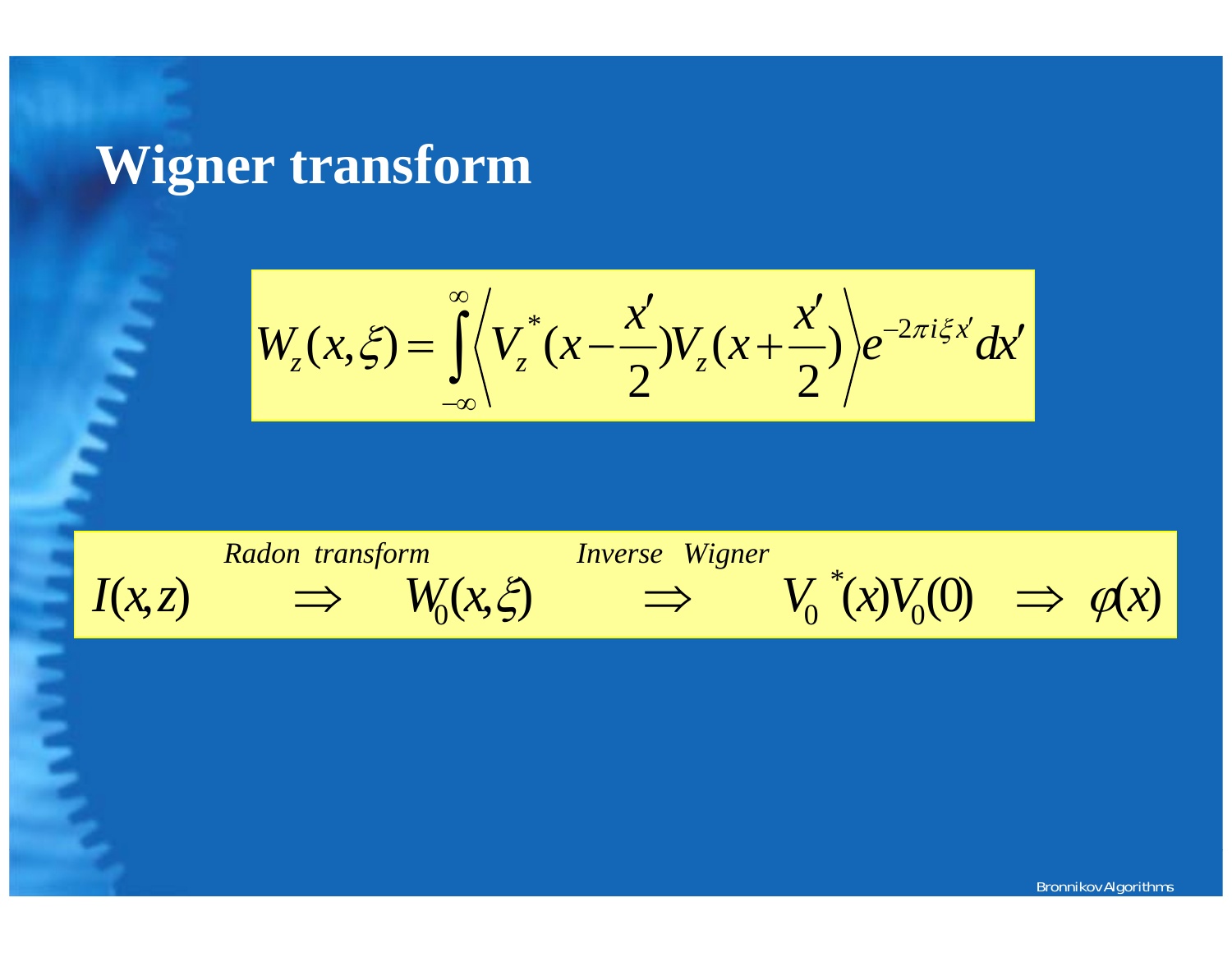# Wigner transform

$$W_z(x,\xi) = \int_{-\infty}^{\infty} \left\langle V_z^*\left(x - \frac{x'}{2}\right) V_z\left(x + \frac{x'}{2}\right) \right\rangle e^{-2\pi i \xi x'} dx'$$

$$I(x,z) \overset{\textit{Radon transform}}{\Rightarrow} W_0(x,\xi) \overset{\textit{Inverse Wigner}}{\Rightarrow} V_0^*(x) V_0(0) \Rightarrow \varphi(x)$$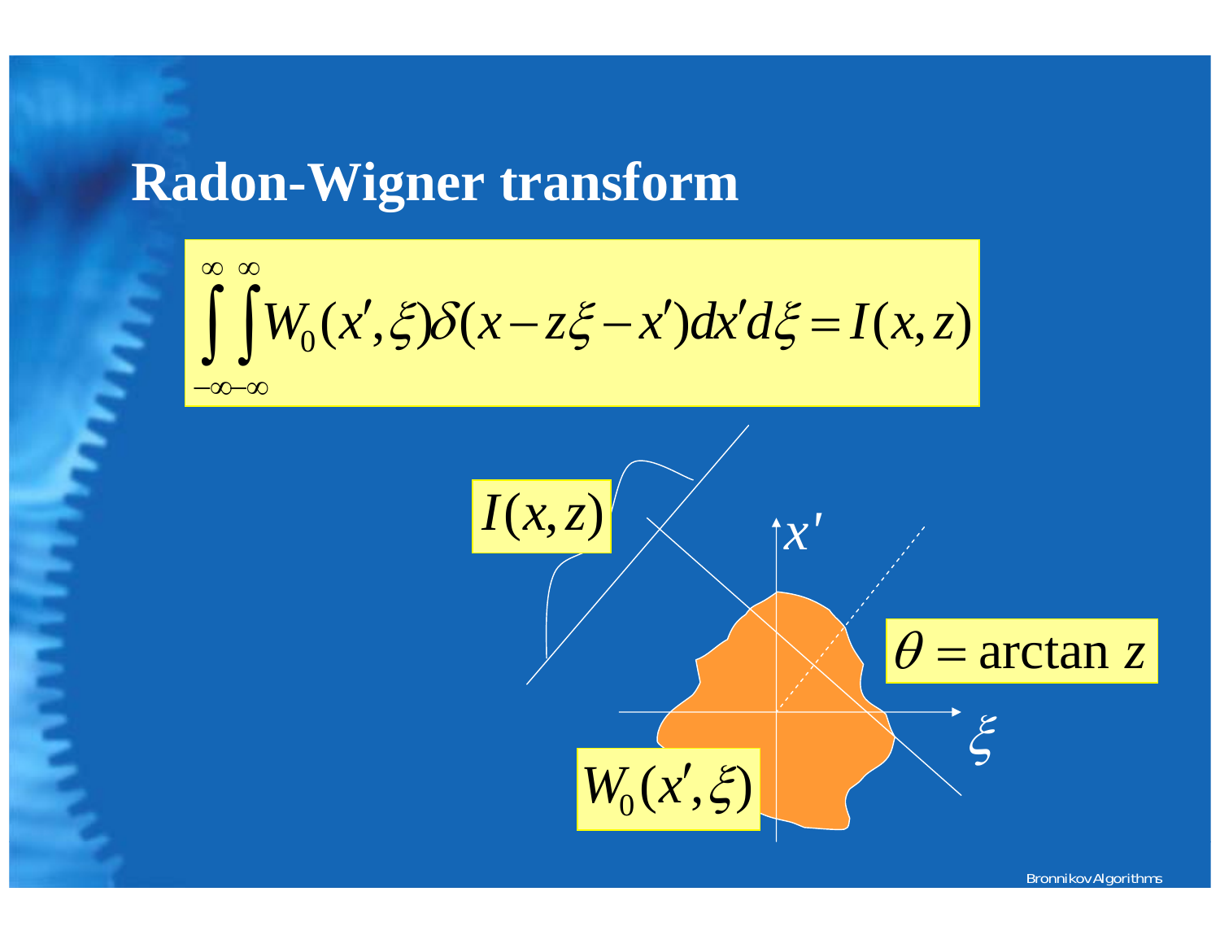# Radon-Wigner transform

$$\int_{-\infty}^{\infty}\int_{-\infty}^{\infty} W_0(x',\xi)\delta(x - z\xi - x')dx'd\xi = I(x,z)$$

$I(x,z)$

$x'$

$\theta = \arctan z$

$\xi$

$W_0(x',\xi)$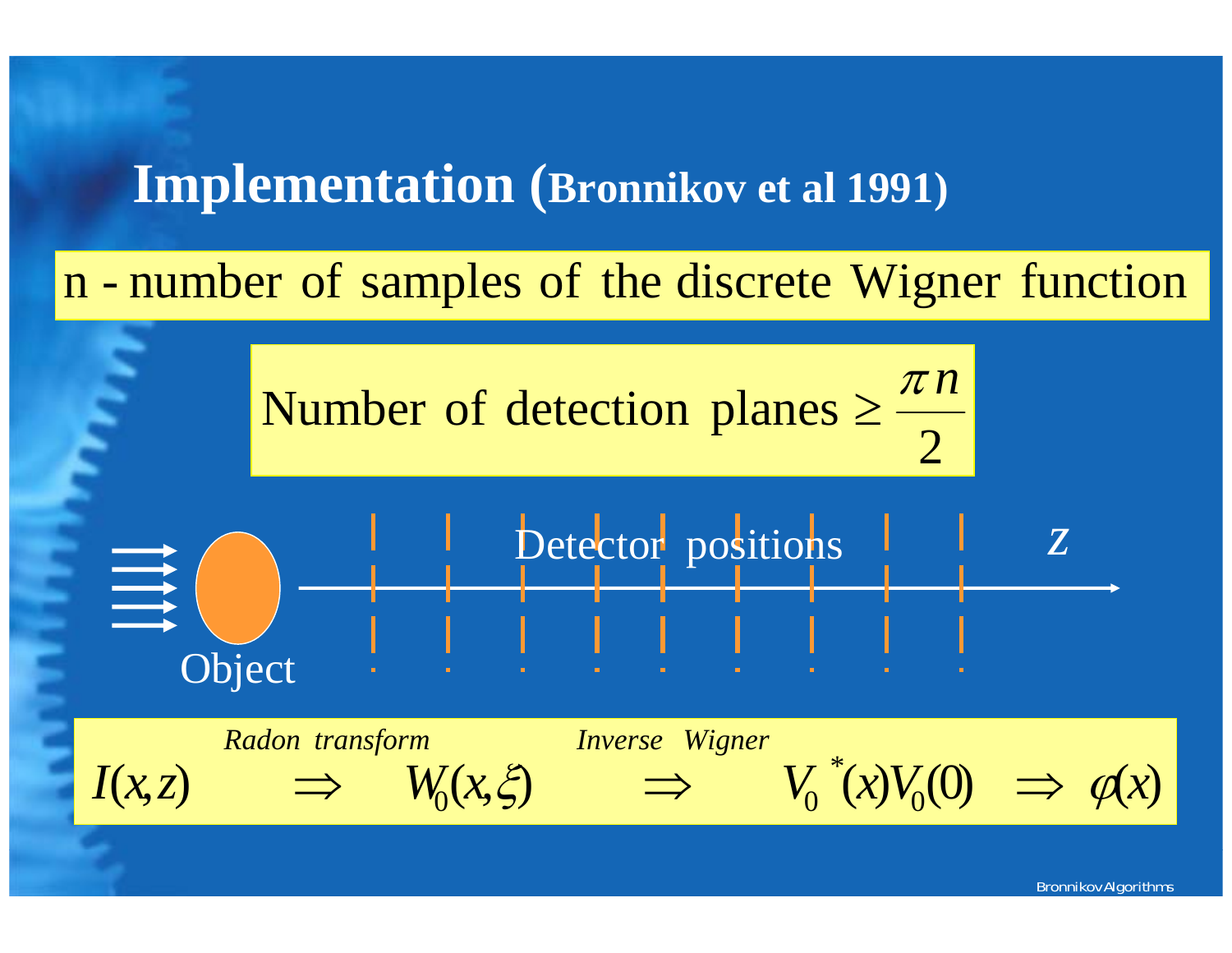# Implementation (Bronnikov et al 1991)

n - number of samples of the discrete Wigner function

$$\text{Number of detection planes} \geq \frac{\pi n}{2}$$

Object

Detector positions

$z$

$$I(x,z) \overset{\textit{Radon transform}}{\Longrightarrow} W_0(x,\xi) \overset{\textit{Inverse Wigner}}{\Longrightarrow} V_0^{\,*}(x)V_0(0) \Rightarrow \varphi(x)$$

Bronnikov Algorithms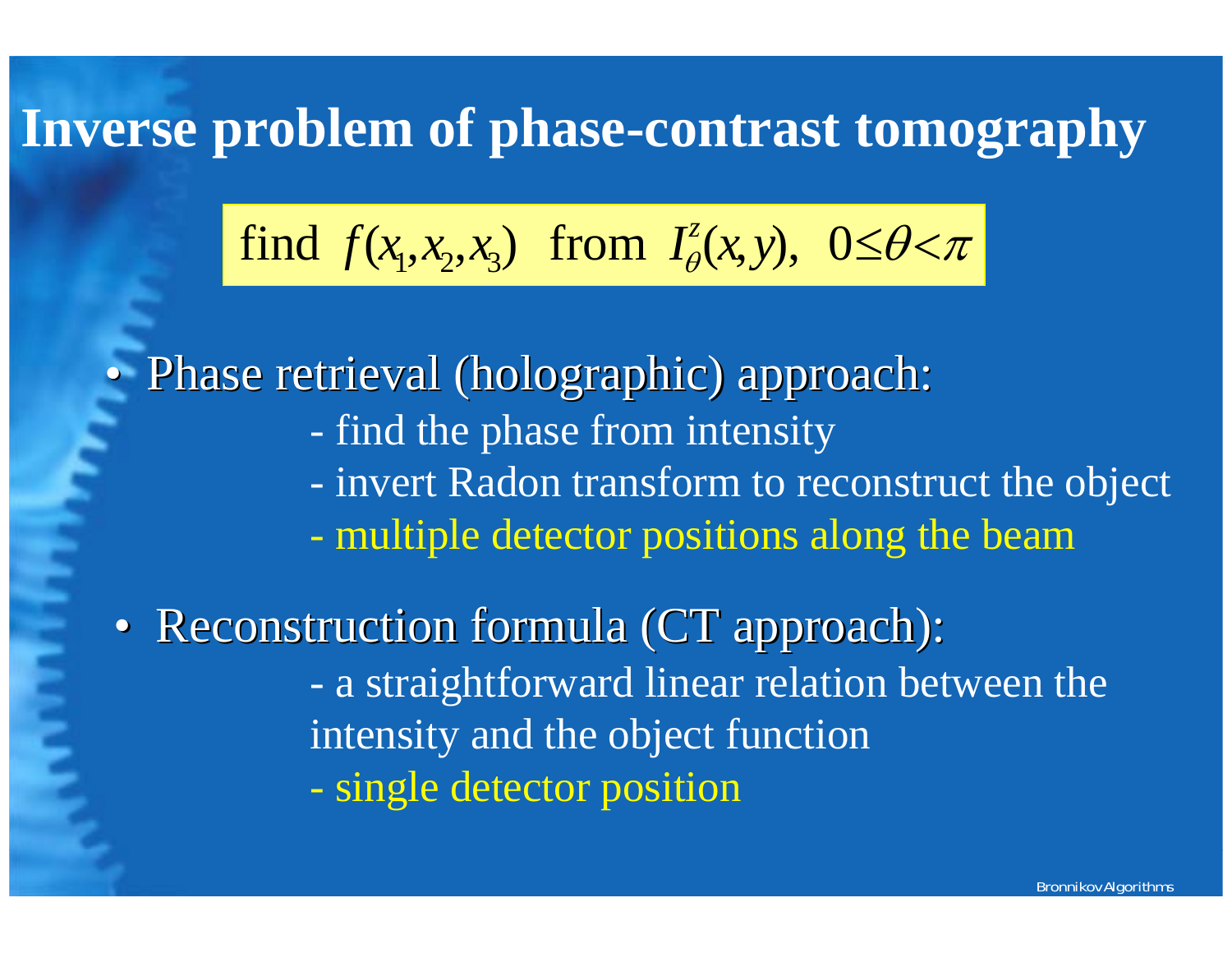# Inverse problem of phase-contrast tomography

$$\text{find } f(x_1, x_2, x_3) \text{ from } I_\theta^z(x, y),\ 0 \leq \theta < \pi$$

- Phase retrieval (holographic) approach:
  - find the phase from intensity
  - invert Radon transform to reconstruct the object
  - multiple detector positions along the beam
- Reconstruction formula (CT approach):
  - a straightforward linear relation between the intensity and the object function
  - single detector position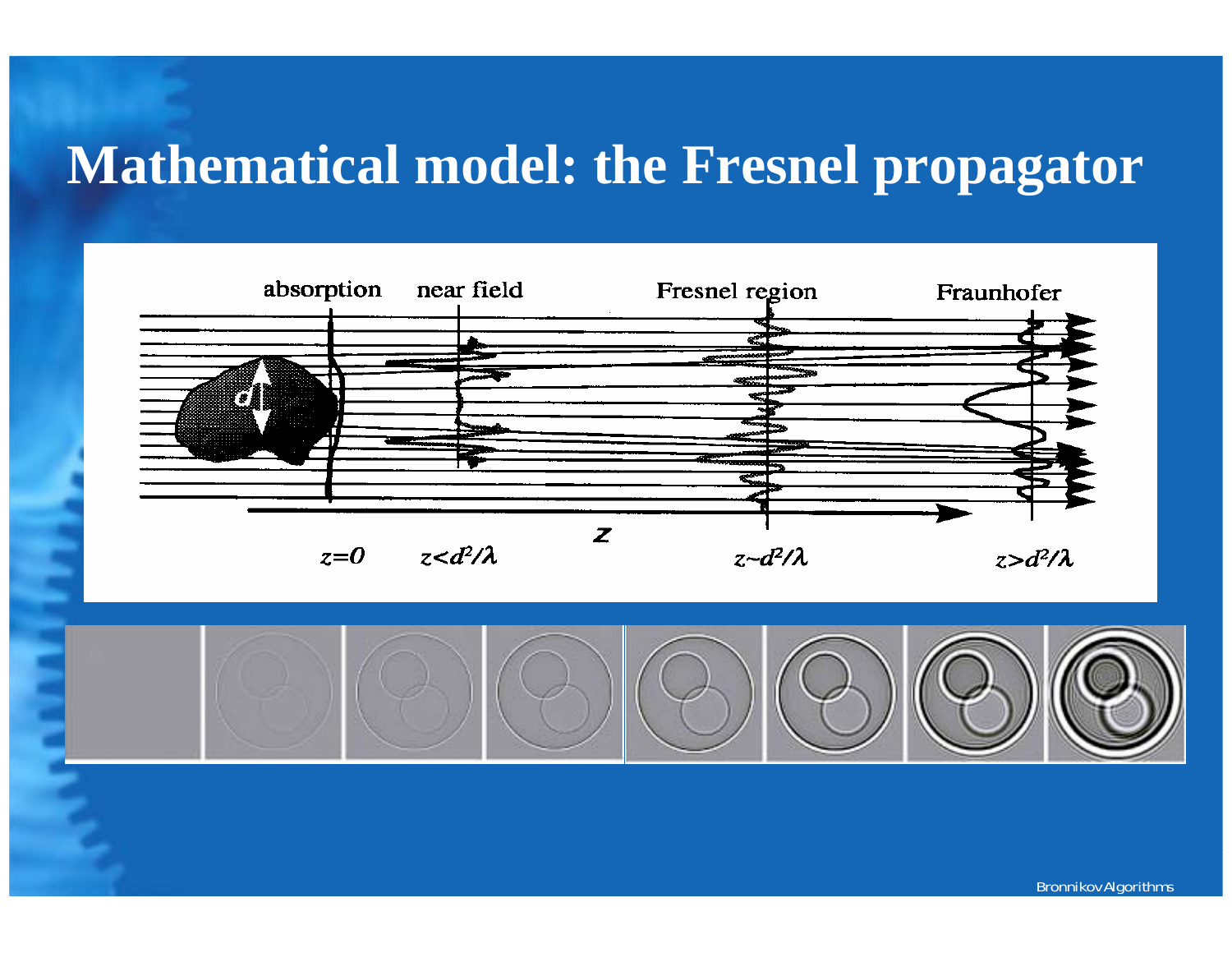# Mathematical model: the Fresnel propagator

absorption near field Fresnel region Fraunhofer

$z=0$ $z<d^2/\lambda$ $z$ $z\sim d^2/\lambda$ $z>d^2/\lambda$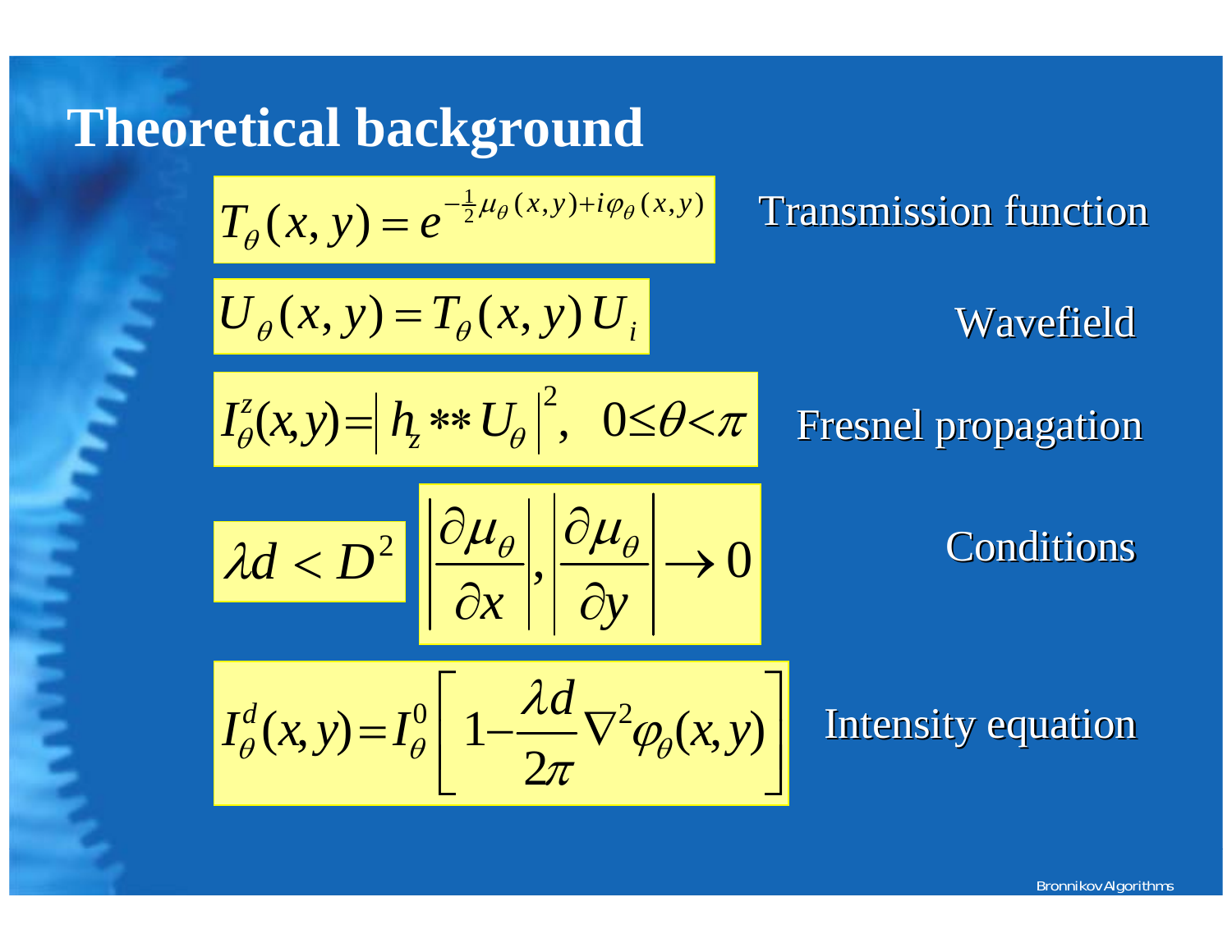# Theoretical background

$$T_\theta(x,y) = e^{-\frac{1}{2}\mu_\theta(x,y) + i\varphi_\theta(x,y)}$$

Transmission function

$$U_\theta(x,y) = T_\theta(x,y)\,U_i$$

Wavefield

$$I_\theta^z(x,y) = \left| h_z ** U_\theta \right|^2, \quad 0 \le \theta < \pi$$

Fresnel propagation

$$\lambda d < D^2 \qquad \left|\frac{\partial \mu_\theta}{\partial x}\right|, \left|\frac{\partial \mu_\theta}{\partial y}\right| \to 0$$

Conditions

$$I_\theta^d(x,y) = I_\theta^0 \left[ 1 - \frac{\lambda d}{2\pi} \nabla^2 \varphi_\theta(x,y) \right]$$

Intensity equation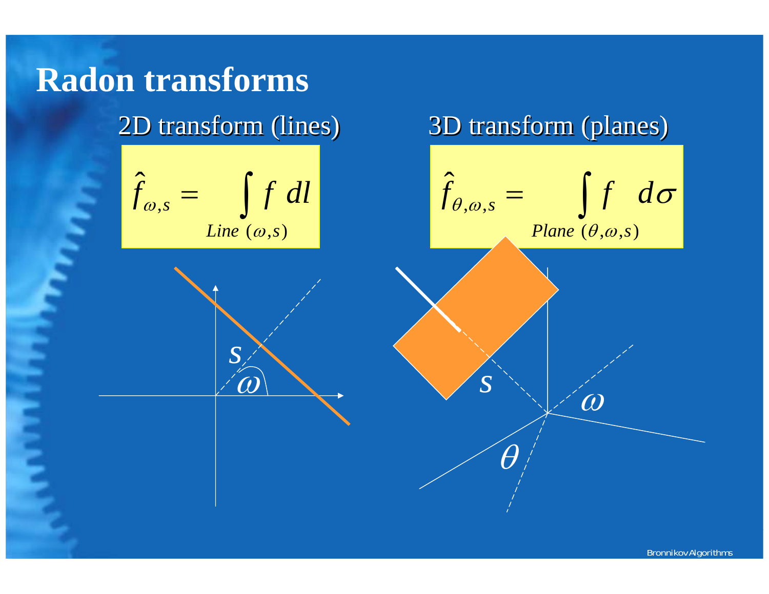# Radon transforms

## 2D transform (lines)

$$\hat{f}_{\omega,s} = \int_{Line\ (\omega,s)} f\ dl$$

## 3D transform (planes)

$$\hat{f}_{\theta,\omega,s} = \int_{Plane\ (\theta,\omega,s)} f\ d\sigma$$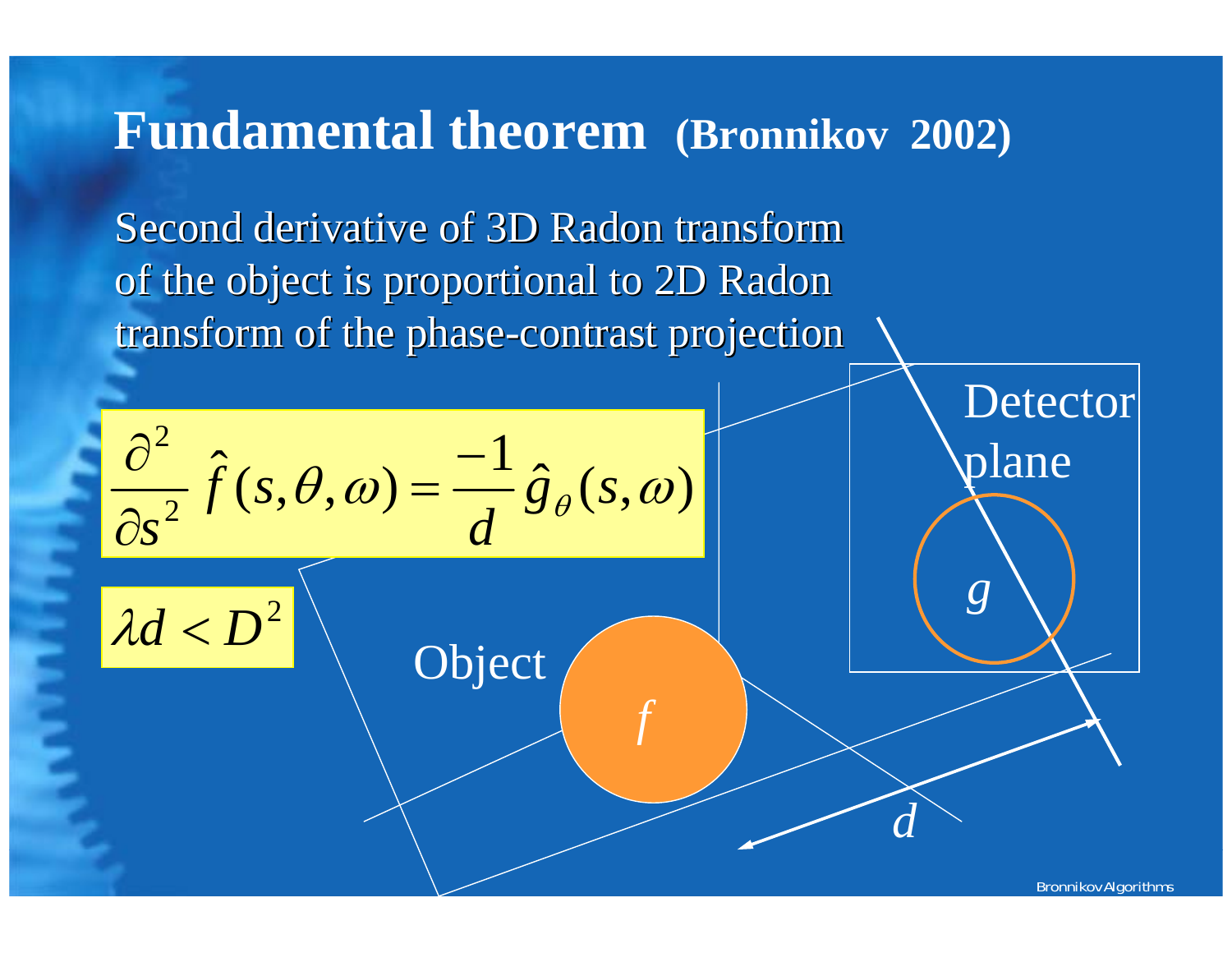# Fundamental theorem (Bronnikov 2002)

Second derivative of 3D Radon transform of the object is proportional to 2D Radon transform of the phase-contrast projection

$$\frac{\partial^2}{\partial s^2}\hat{f}(s,\theta,\omega) = \frac{-1}{d}\hat{g}_\theta(s,\omega)$$

$$\lambda d < D^2$$

Object

$f$

Detector plane

$g$

$d$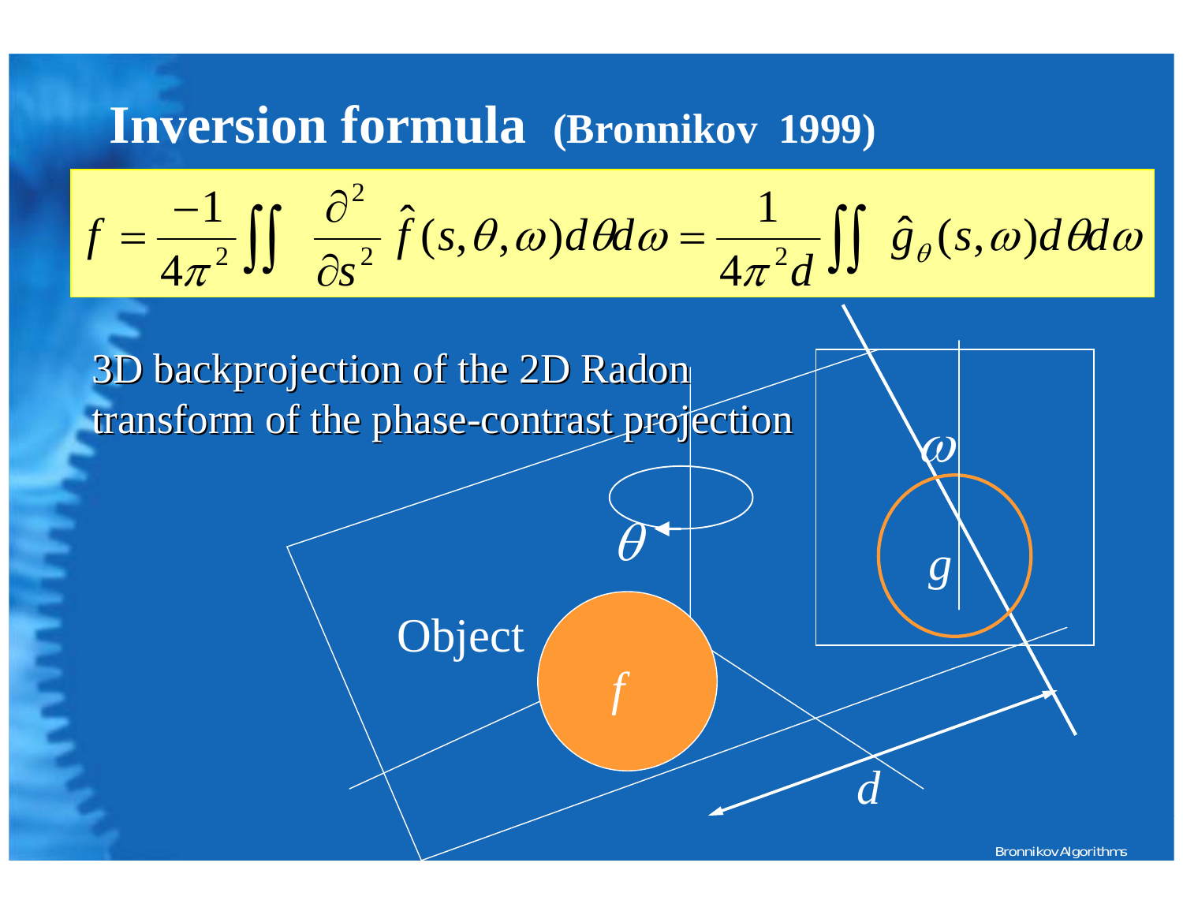# Inversion formula (Bronnikov 1999)

$$f = \frac{-1}{4\pi^2} \iint \frac{\partial^2}{\partial s^2} \hat{f}(s,\theta,\omega)\, d\theta d\omega = \frac{1}{4\pi^2 d} \iint \hat{g}_\theta(s,\omega)\, d\theta d\omega$$

3D backprojection of the 2D Radon transform of the phase-contrast projection

Object $f$

$\theta$ $\omega$ $g$ $d$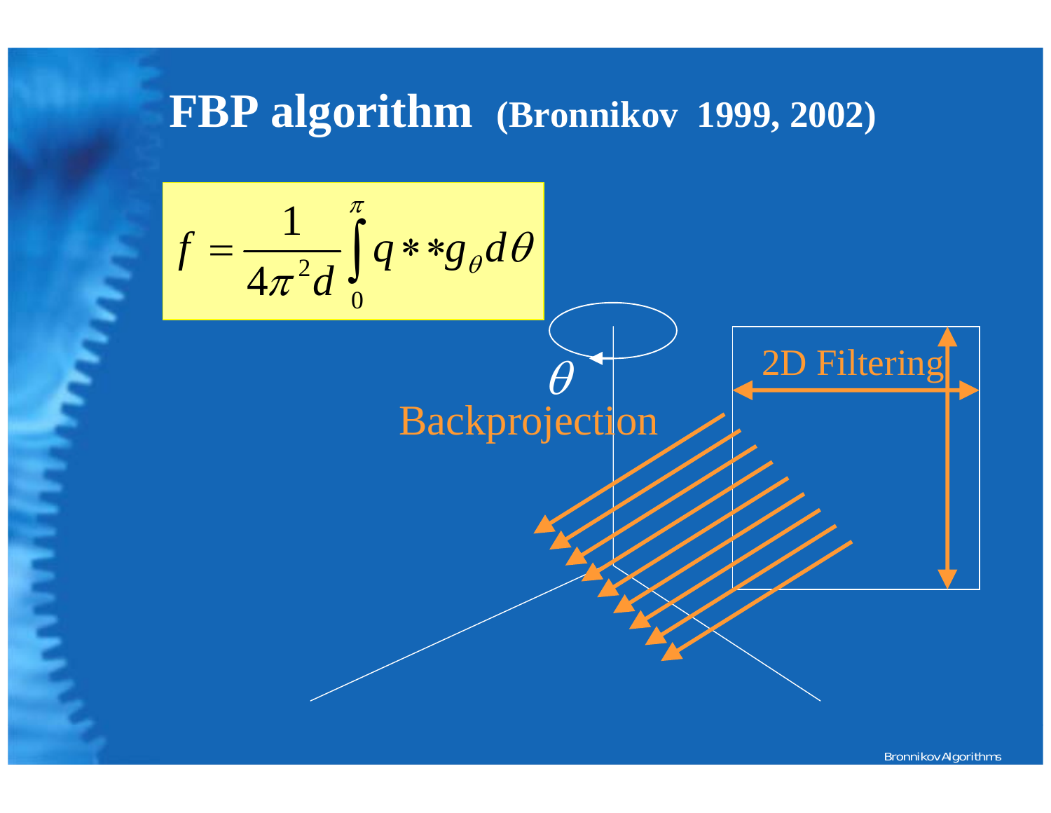# FBP algorithm (Bronnikov 1999, 2002)

$$f = \frac{1}{4\pi^2 d} \int_0^{\pi} q ** g_\theta \, d\theta$$

$\theta$

Backprojection

2D Filtering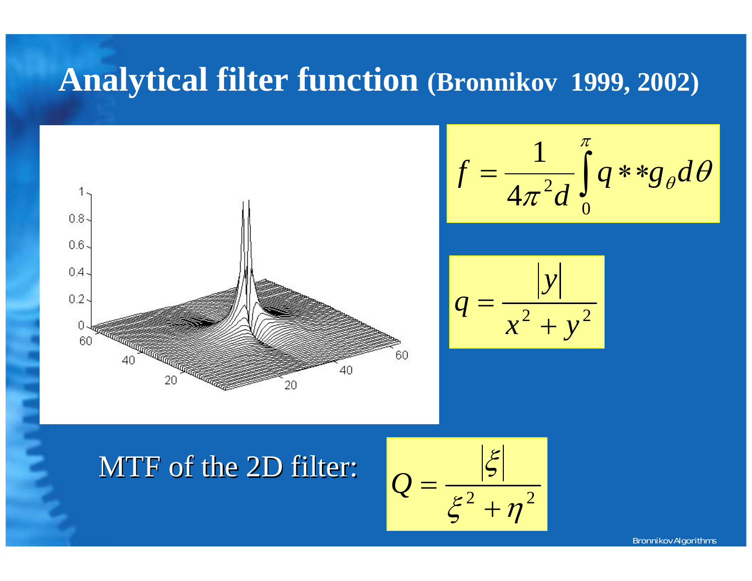# Analytical filter function (Bronnikov 1999, 2002)

$$f = \frac{1}{4\pi^2 d} \int_0^{\pi} q **g_\theta d\theta$$

$$q = \frac{|y|}{x^2 + y^2}$$

MTF of the 2D filter:

$$Q = \frac{|\xi|}{\xi^2 + \eta^2}$$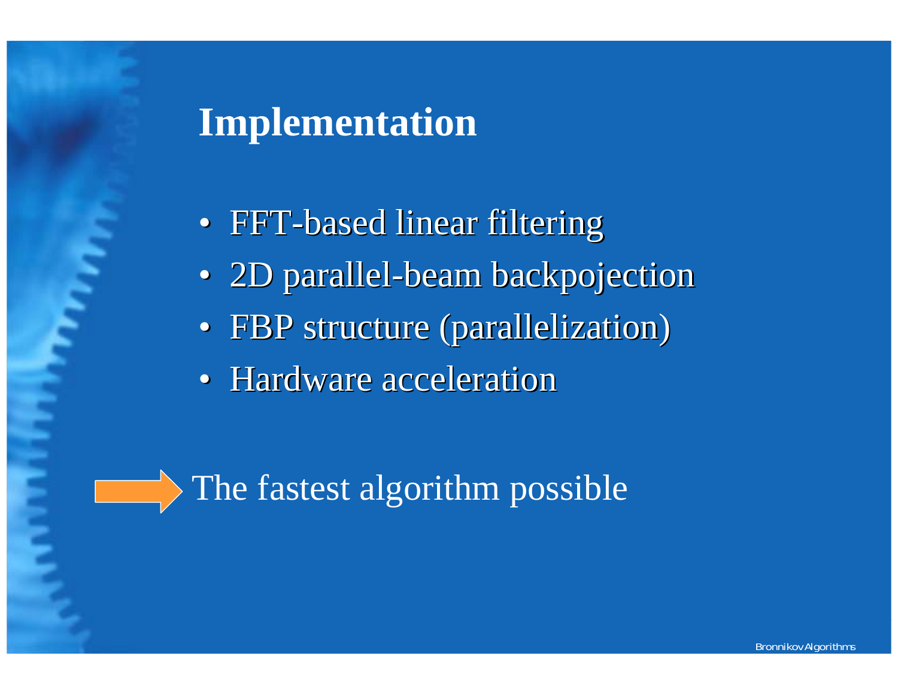# Implementation

- FFT-based linear filtering
- 2D parallel-beam backpojection
- FBP structure (parallelization)
- Hardware acceleration

➡ The fastest algorithm possible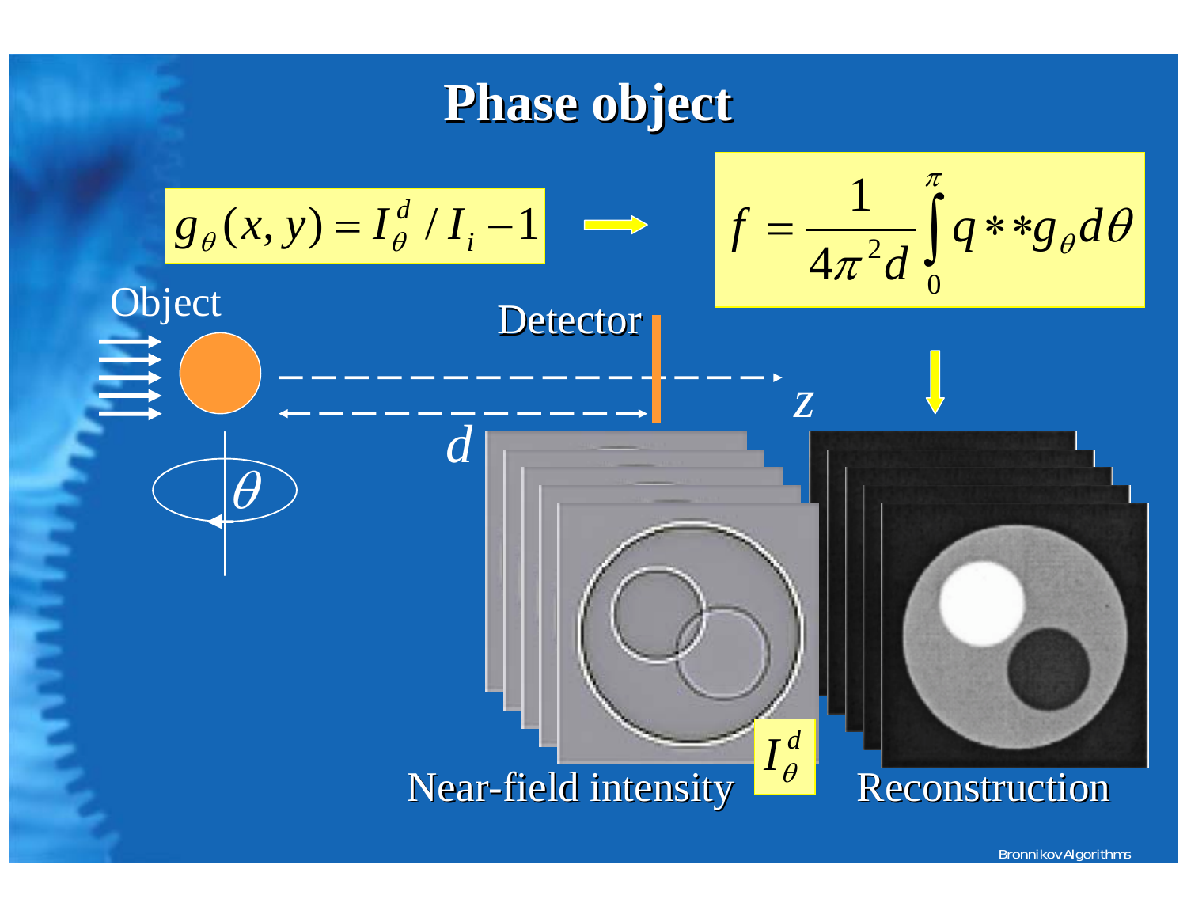# Phase object

$$g_\theta(x,y) = I_\theta^d / I_i - 1$$

$$f = \frac{1}{4\pi^2 d} \int_0^\pi q ** g_\theta d\theta$$

Object

Detector

$d$

$z$

$\theta$

$I_\theta^d$

Near-field intensity

Reconstruction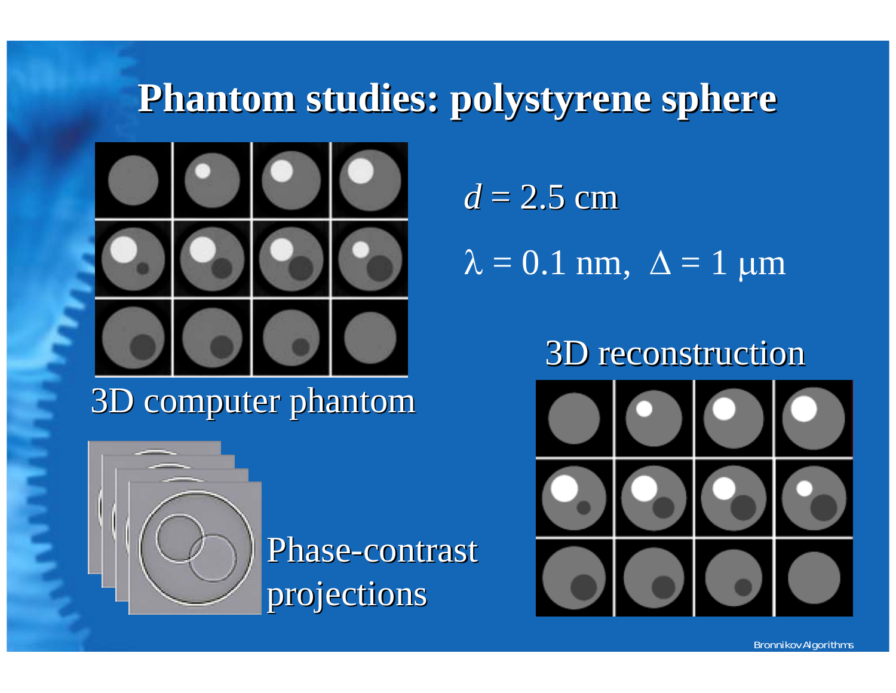# Phantom studies: polystyrene sphere

$d = 2.5$ cm

$\lambda = 0.1$ nm, $\Delta = 1$ μm

3D computer phantom

Phase-contrast projections

3D reconstruction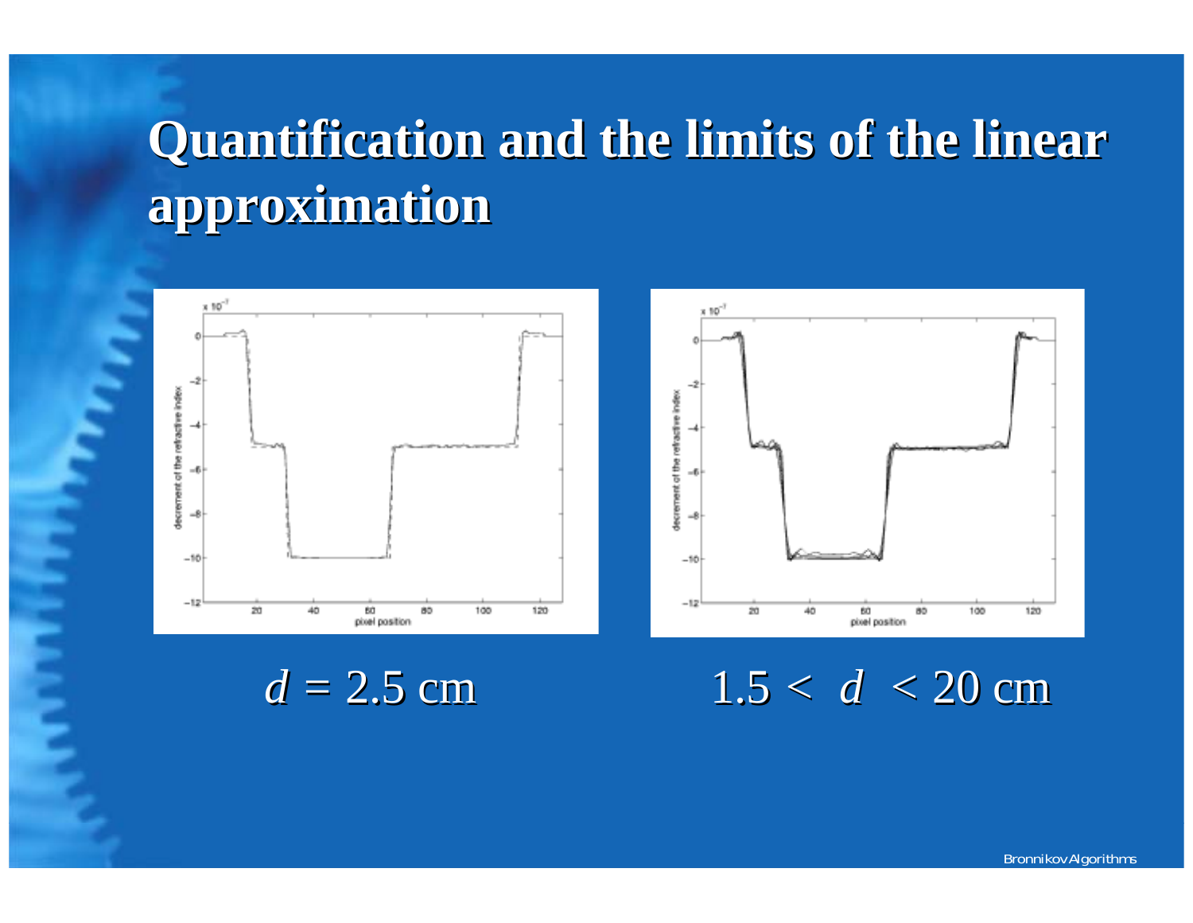# Quantification and the limits of the linear approximation

$d = 2.5$ cm

$1.5 < d < 20$ cm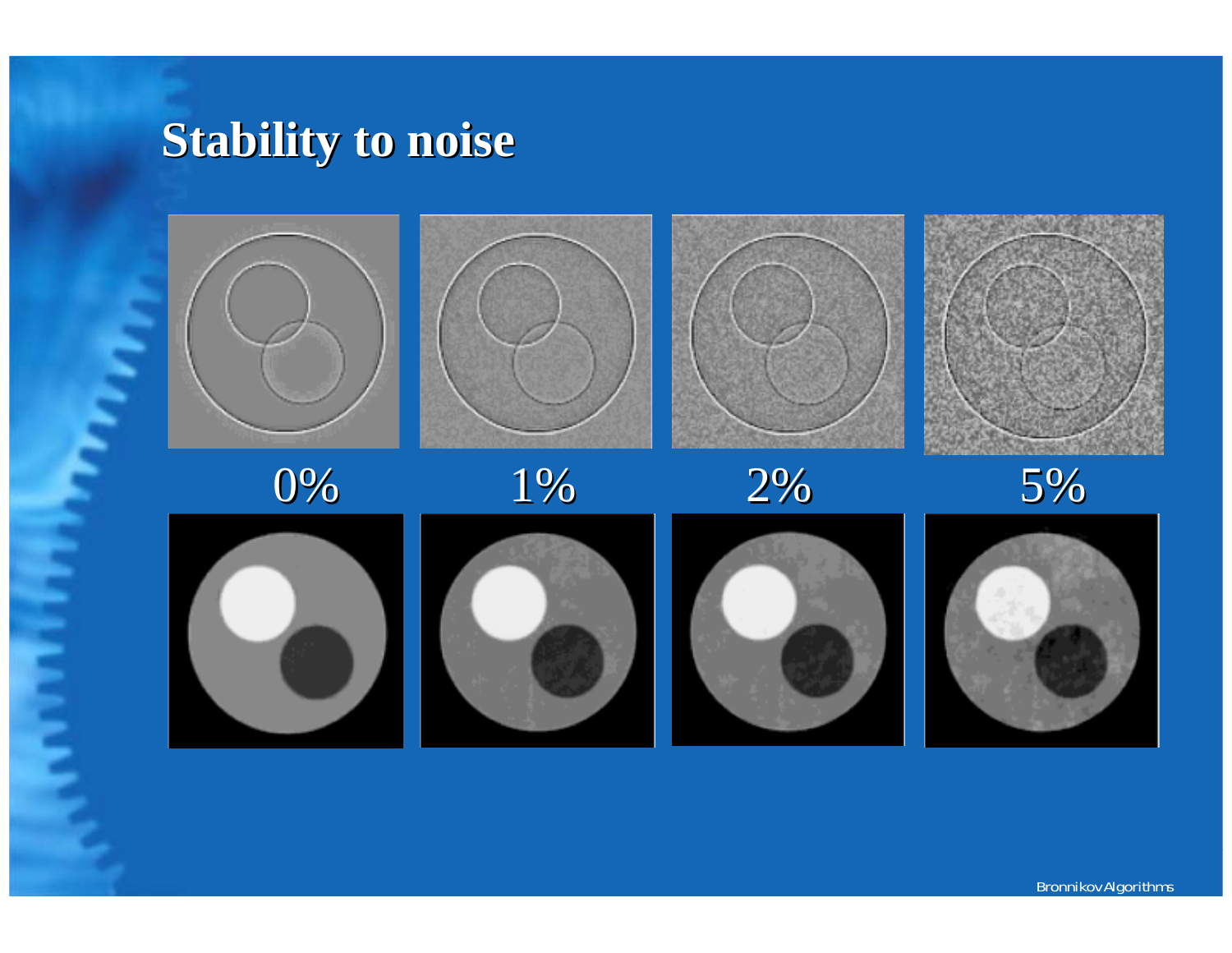# Stability to noise

0% 1% 2% 5%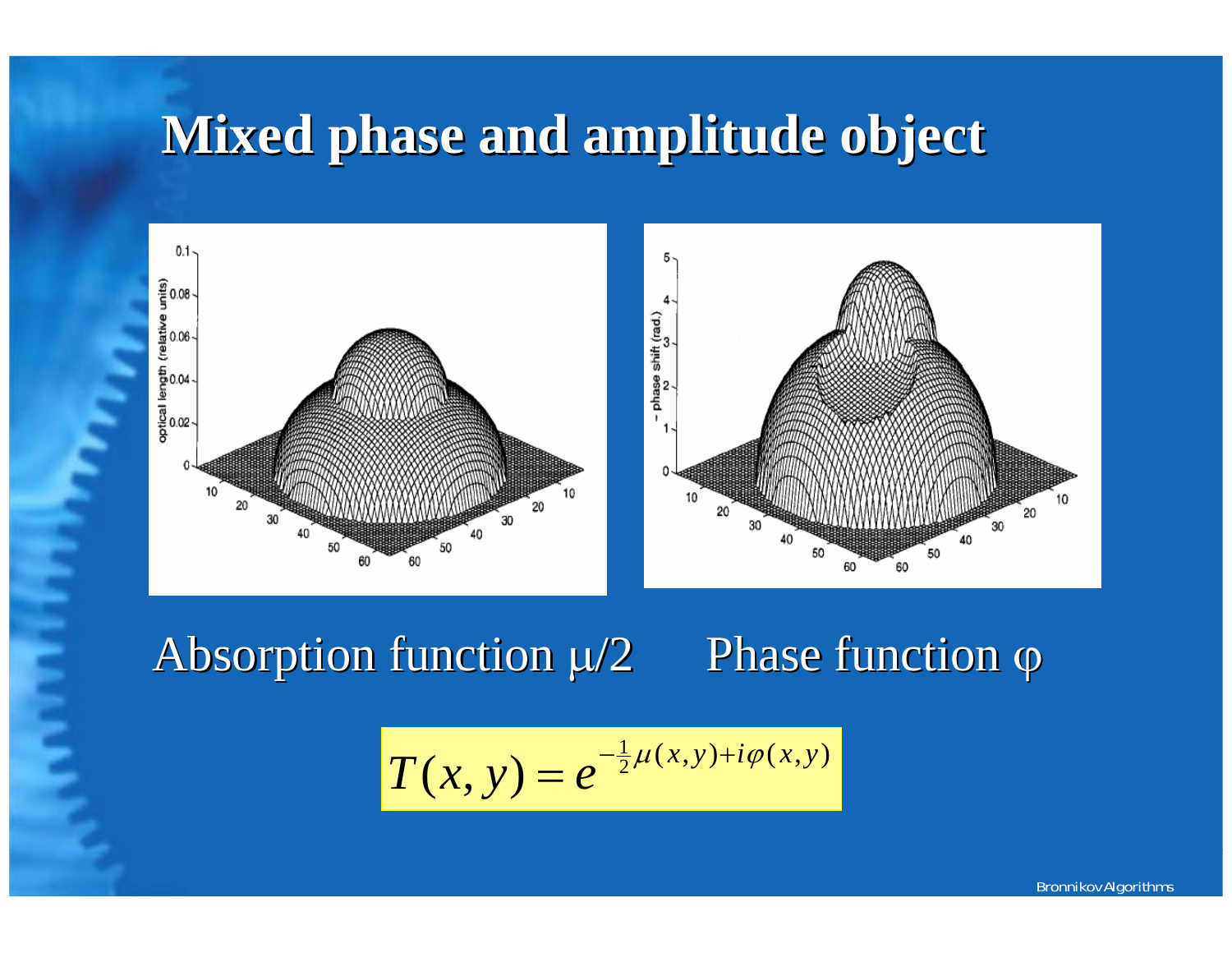# Mixed phase and amplitude object

Absorption function $\mu/2$ Phase function $\varphi$

$$T(x,y) = e^{-\frac{1}{2}\mu(x,y) + i\varphi(x,y)}$$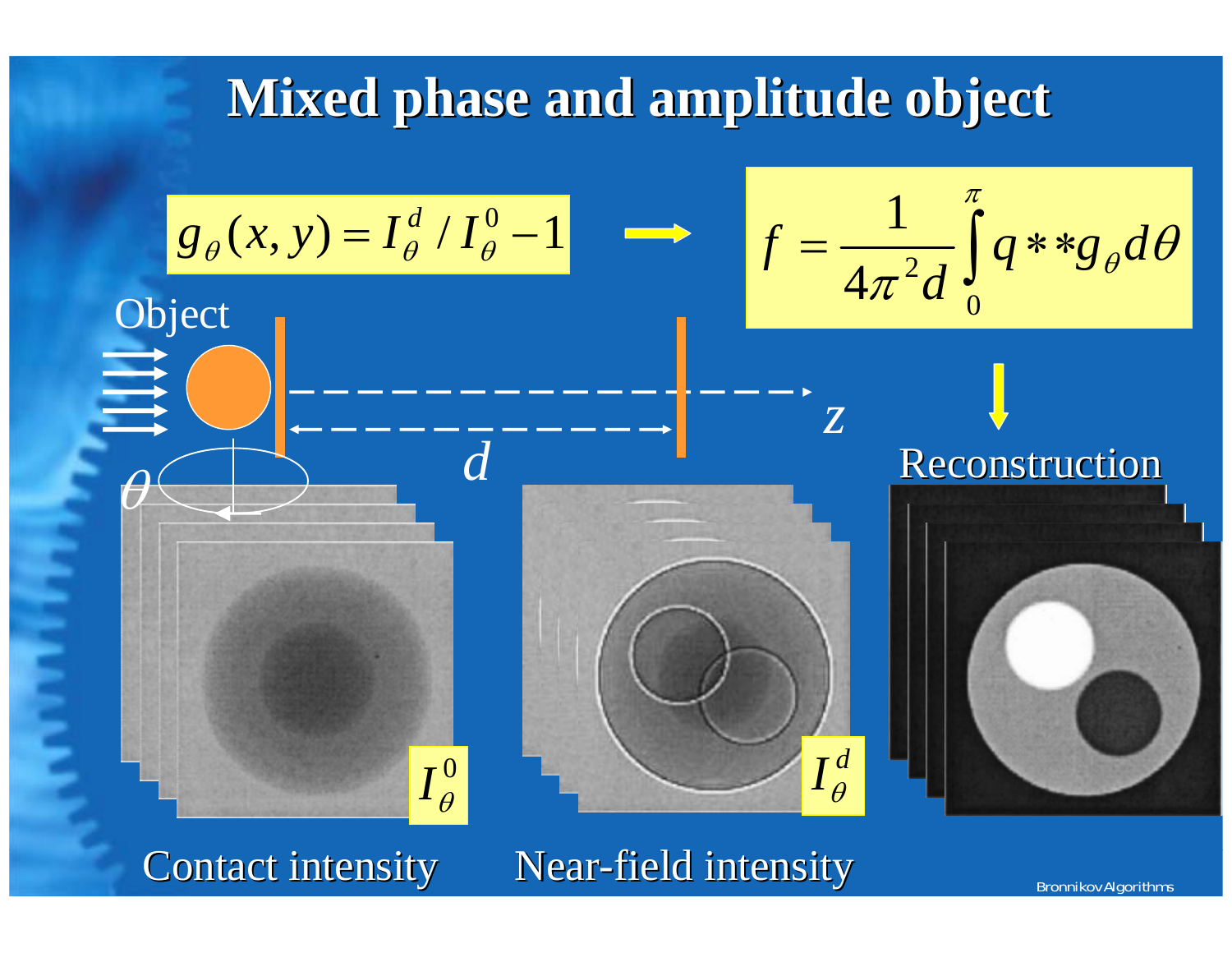# Mixed phase and amplitude object

$$g_\theta(x,y) = I_\theta^d / I_\theta^0 - 1$$

$$f = \frac{1}{4\pi^2 d} \int_0^\pi q ** g_\theta \, d\theta$$

Object

$\theta$

$d$

$z$

Reconstruction

$I_\theta^0$

$I_\theta^d$

Contact intensity

Near-field intensity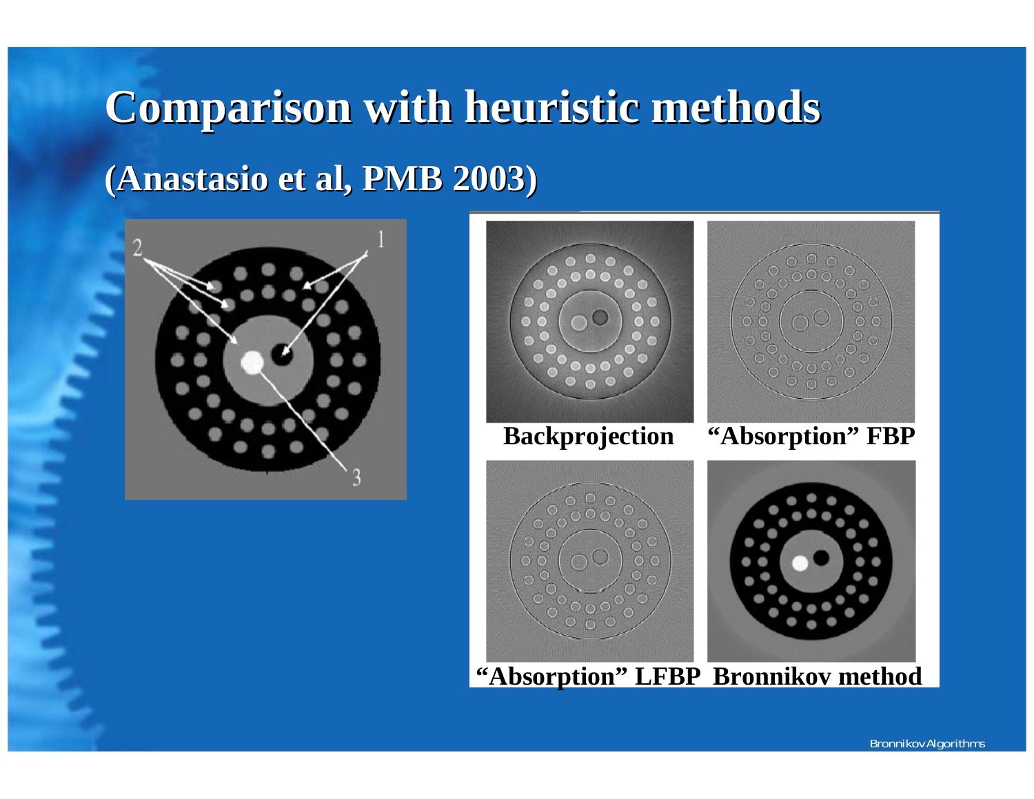# Comparison with heuristic methods

## (Anastasio et al, PMB 2003)

Backprojection

"Absorption" FBP

"Absorption" LFBP

Bronnikov method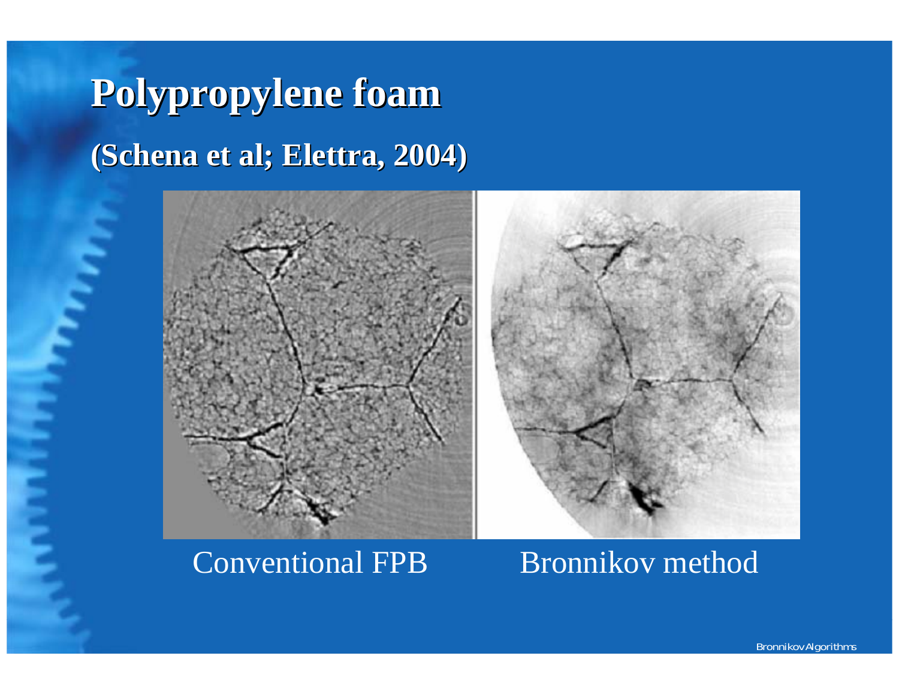# Polypropylene foam

## (Schena et al; Elettra, 2004)

Conventional FPB Bronnikov method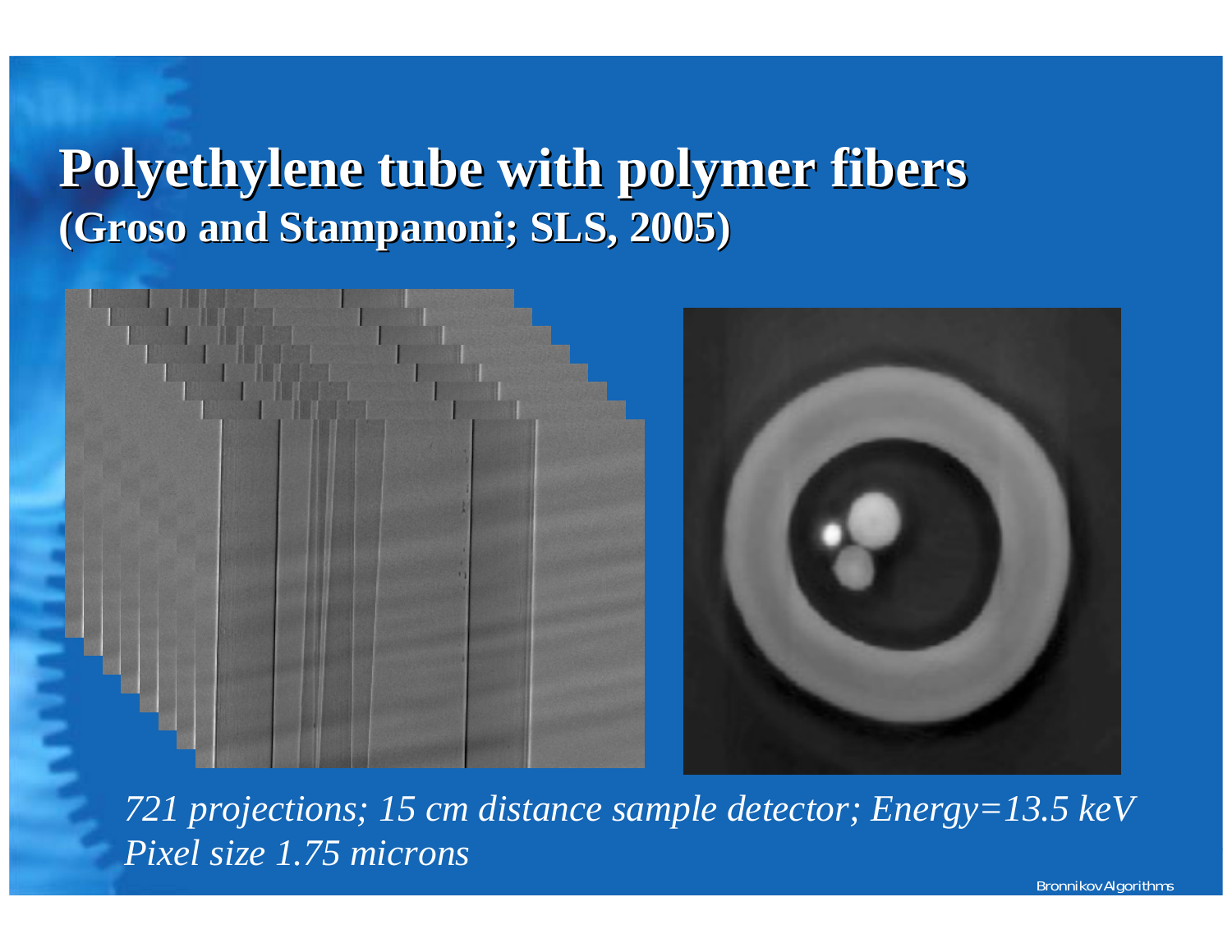# Polyethylene tube with polymer fibers
## (Groso and Stampanoni; SLS, 2005)

*721 projections; 15 cm distance sample detector; Energy=13.5 keV*
*Pixel size 1.75 microns*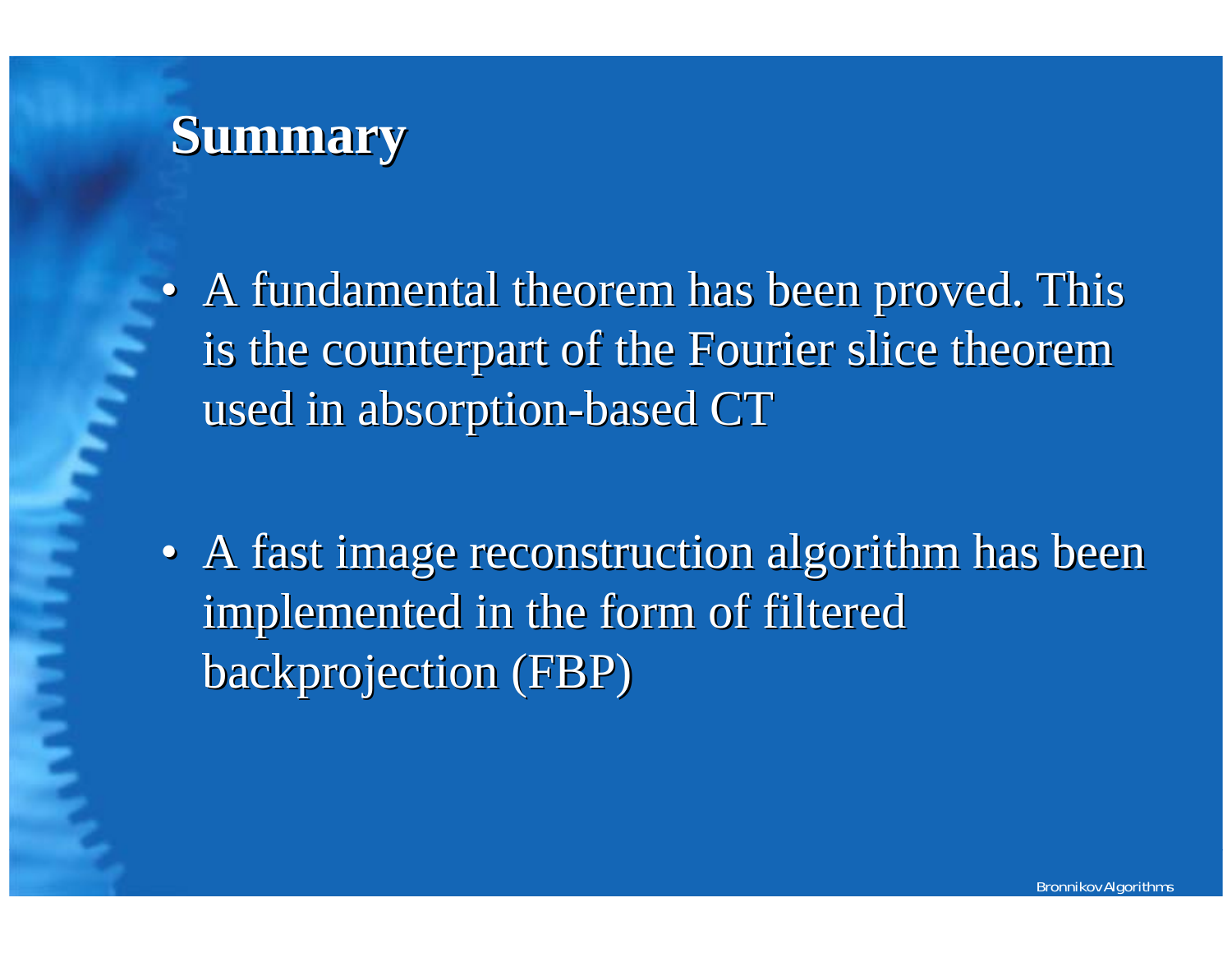# Summary

- A fundamental theorem has been proved. This is the counterpart of the Fourier slice theorem used in absorption-based CT
- A fast image reconstruction algorithm has been implemented in the form of filtered backprojection (FBP)